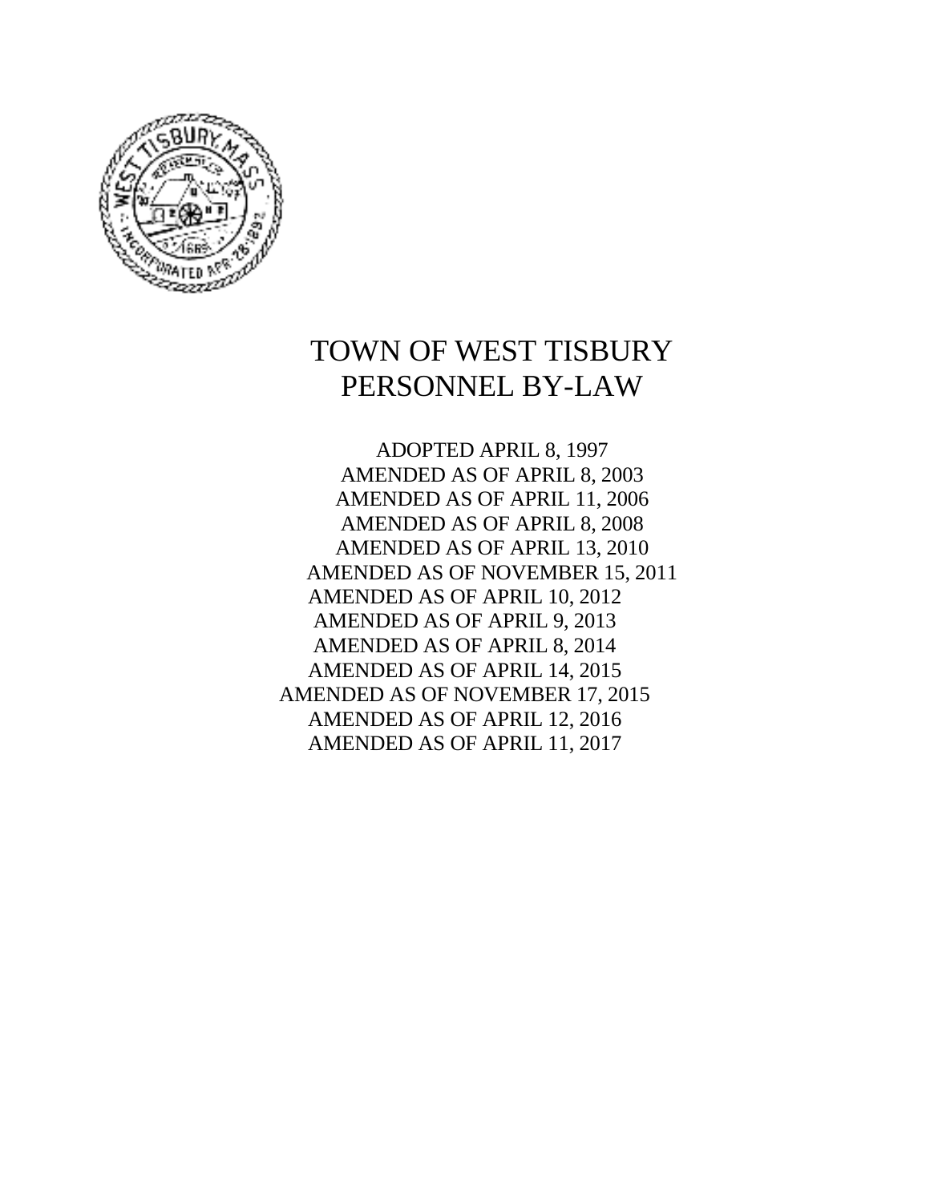# TOWN OF WEST TISBURY
# PERSONNEL BY-LAW

ADOPTED APRIL 8, 1997
AMENDED AS OF APRIL 8, 2003
AMENDED AS OF APRIL 11, 2006
AMENDED AS OF APRIL 8, 2008
AMENDED AS OF APRIL 13, 2010
AMENDED AS OF NOVEMBER 15, 2011
AMENDED AS OF APRIL 10, 2012
AMENDED AS OF APRIL 9, 2013
AMENDED AS OF APRIL 8, 2014
AMENDED AS OF APRIL 14, 2015
AMENDED AS OF NOVEMBER 17, 2015
AMENDED AS OF APRIL 12, 2016
AMENDED AS OF APRIL 11, 2017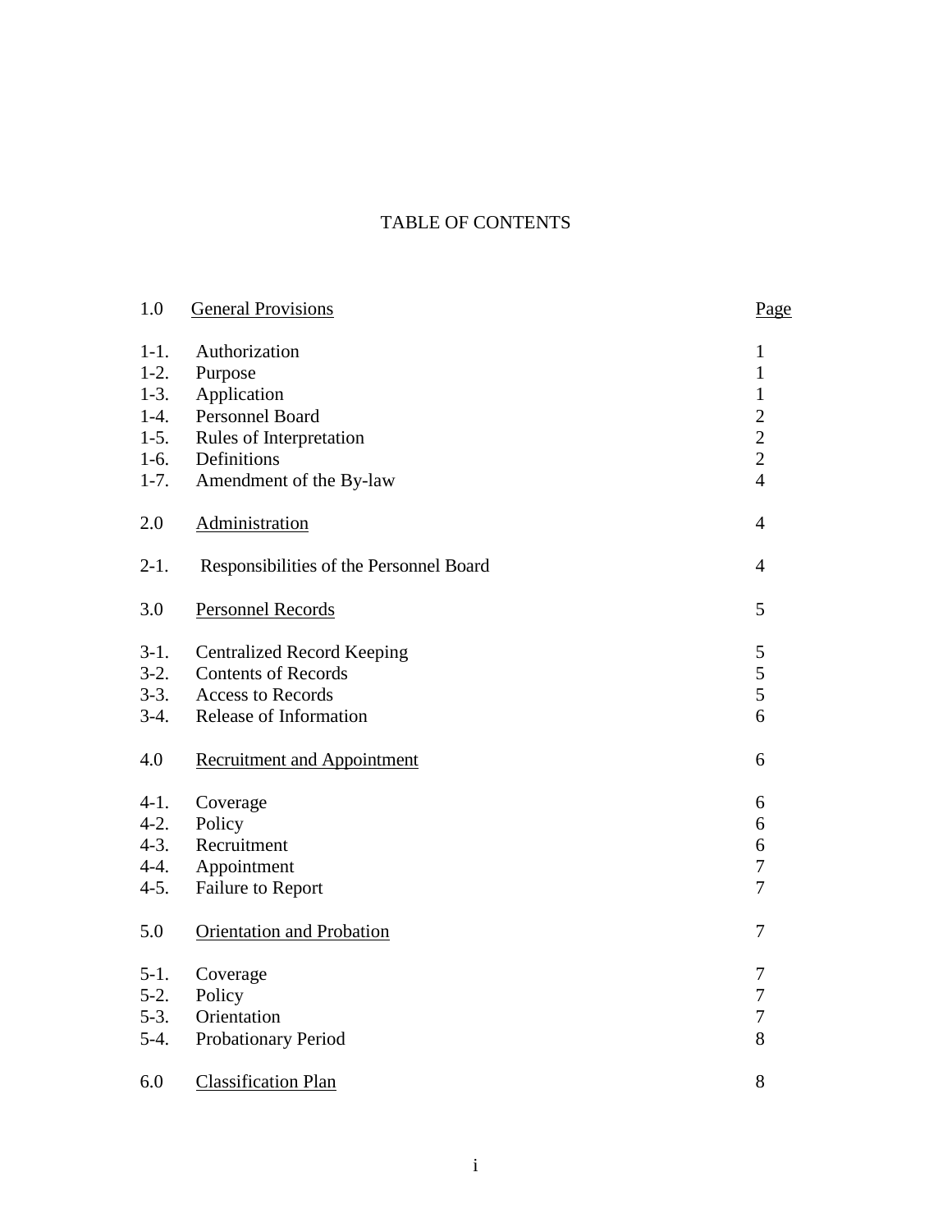# TABLE OF CONTENTS

| | | |
|---|---|---|
| 1.0 | <u>General Provisions</u> | <u>Page</u> |
| 1-1. | Authorization | 1 |
| 1-2. | Purpose | 1 |
| 1-3. | Application | 1 |
| 1-4. | Personnel Board | 2 |
| 1-5. | Rules of Interpretation | 2 |
| 1-6. | Definitions | 2 |
| 1-7. | Amendment of the By-law | 4 |
| 2.0 | <u>Administration</u> | 4 |
| 2-1. | Responsibilities of the Personnel Board | 4 |
| 3.0 | <u>Personnel Records</u> | 5 |
| 3-1. | Centralized Record Keeping | 5 |
| 3-2. | Contents of Records | 5 |
| 3-3. | Access to Records | 5 |
| 3-4. | Release of Information | 6 |
| 4.0 | <u>Recruitment and Appointment</u> | 6 |
| 4-1. | Coverage | 6 |
| 4-2. | Policy | 6 |
| 4-3. | Recruitment | 6 |
| 4-4. | Appointment | 7 |
| 4-5. | Failure to Report | 7 |
| 5.0 | <u>Orientation and Probation</u> | 7 |
| 5-1. | Coverage | 7 |
| 5-2. | Policy | 7 |
| 5-3. | Orientation | 7 |
| 5-4. | Probationary Period | 8 |
| 6.0 | <u>Classification Plan</u> | 8 |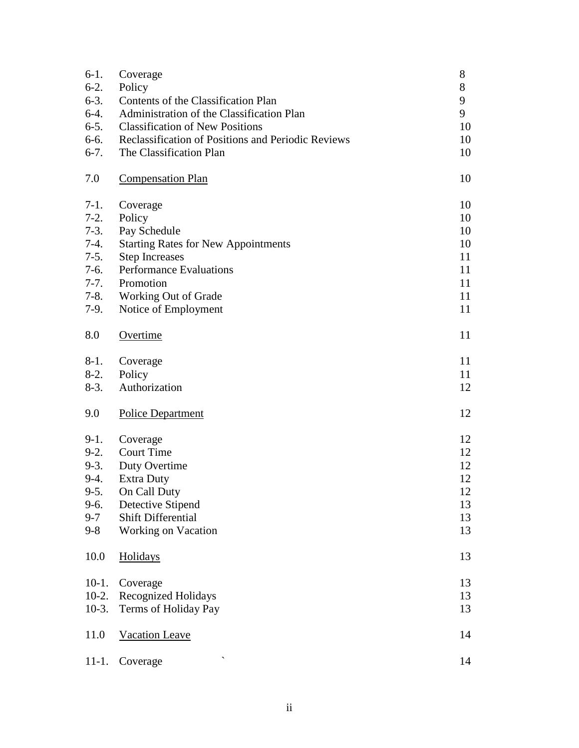| | | |
|---|---|---|
| 6-1. | Coverage | 8 |
| 6-2. | Policy | 8 |
| 6-3. | Contents of the Classification Plan | 9 |
| 6-4. | Administration of the Classification Plan | 9 |
| 6-5. | Classification of New Positions | 10 |
| 6-6. | Reclassification of Positions and Periodic Reviews | 10 |
| 6-7. | The Classification Plan | 10 |
| | | |
| 7.0 | <u>Compensation Plan</u> | 10 |
| | | |
| 7-1. | Coverage | 10 |
| 7-2. | Policy | 10 |
| 7-3. | Pay Schedule | 10 |
| 7-4. | Starting Rates for New Appointments | 10 |
| 7-5. | Step Increases | 11 |
| 7-6. | Performance Evaluations | 11 |
| 7-7. | Promotion | 11 |
| 7-8. | Working Out of Grade | 11 |
| 7-9. | Notice of Employment | 11 |
| | | |
| 8.0 | <u>Overtime</u> | 11 |
| | | |
| 8-1. | Coverage | 11 |
| 8-2. | Policy | 11 |
| 8-3. | Authorization | 12 |
| | | |
| 9.0 | <u>Police Department</u> | 12 |
| | | |
| 9-1. | Coverage | 12 |
| 9-2. | Court Time | 12 |
| 9-3. | Duty Overtime | 12 |
| 9-4. | Extra Duty | 12 |
| 9-5. | On Call Duty | 12 |
| 9-6. | Detective Stipend | 13 |
| 9-7 | Shift Differential | 13 |
| 9-8 | Working on Vacation | 13 |
| | | |
| 10.0 | <u>Holidays</u> | 13 |
| | | |
| 10-1. | Coverage | 13 |
| 10-2. | Recognized Holidays | 13 |
| 10-3. | Terms of Holiday Pay | 13 |
| | | |
| 11.0 | <u>Vacation Leave</u> | 14 |
| | | |
| 11-1. | Coverage ` | 14 |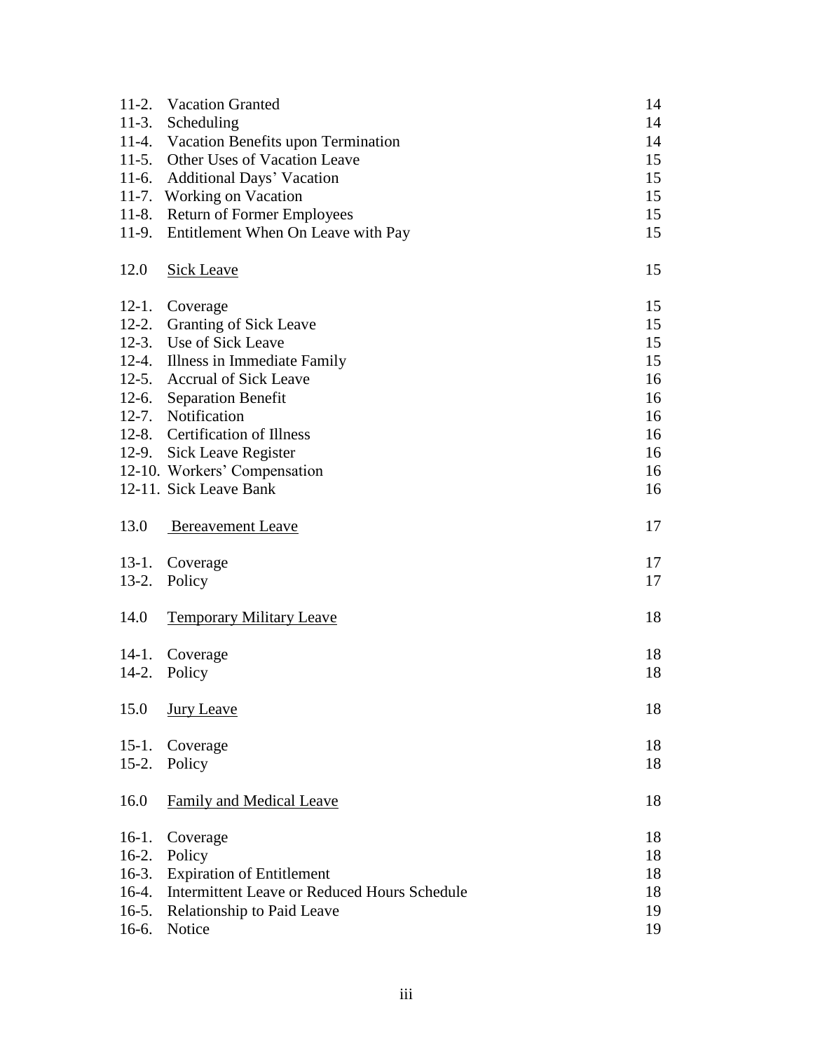| | | |
|---|---|---|
| 11-2. | Vacation Granted | 14 |
| 11-3. | Scheduling | 14 |
| 11-4. | Vacation Benefits upon Termination | 14 |
| 11-5. | Other Uses of Vacation Leave | 15 |
| 11-6. | Additional Days' Vacation | 15 |
| 11-7. | Working on Vacation | 15 |
| 11-8. | Return of Former Employees | 15 |
| 11-9. | Entitlement When On Leave with Pay | 15 |
| 12.0 | <u>Sick Leave</u> | 15 |
| 12-1. | Coverage | 15 |
| 12-2. | Granting of Sick Leave | 15 |
| 12-3. | Use of Sick Leave | 15 |
| 12-4. | Illness in Immediate Family | 15 |
| 12-5. | Accrual of Sick Leave | 16 |
| 12-6. | Separation Benefit | 16 |
| 12-7. | Notification | 16 |
| 12-8. | Certification of Illness | 16 |
| 12-9. | Sick Leave Register | 16 |
| 12-10. | Workers' Compensation | 16 |
| 12-11. | Sick Leave Bank | 16 |
| 13.0 | <u>Bereavement Leave</u> | 17 |
| 13-1. | Coverage | 17 |
| 13-2. | Policy | 17 |
| 14.0 | <u>Temporary Military Leave</u> | 18 |
| 14-1. | Coverage | 18 |
| 14-2. | Policy | 18 |
| 15.0 | <u>Jury Leave</u> | 18 |
| 15-1. | Coverage | 18 |
| 15-2. | Policy | 18 |
| 16.0 | <u>Family and Medical Leave</u> | 18 |
| 16-1. | Coverage | 18 |
| 16-2. | Policy | 18 |
| 16-3. | Expiration of Entitlement | 18 |
| 16-4. | Intermittent Leave or Reduced Hours Schedule | 18 |
| 16-5. | Relationship to Paid Leave | 19 |
| 16-6. | Notice | 19 |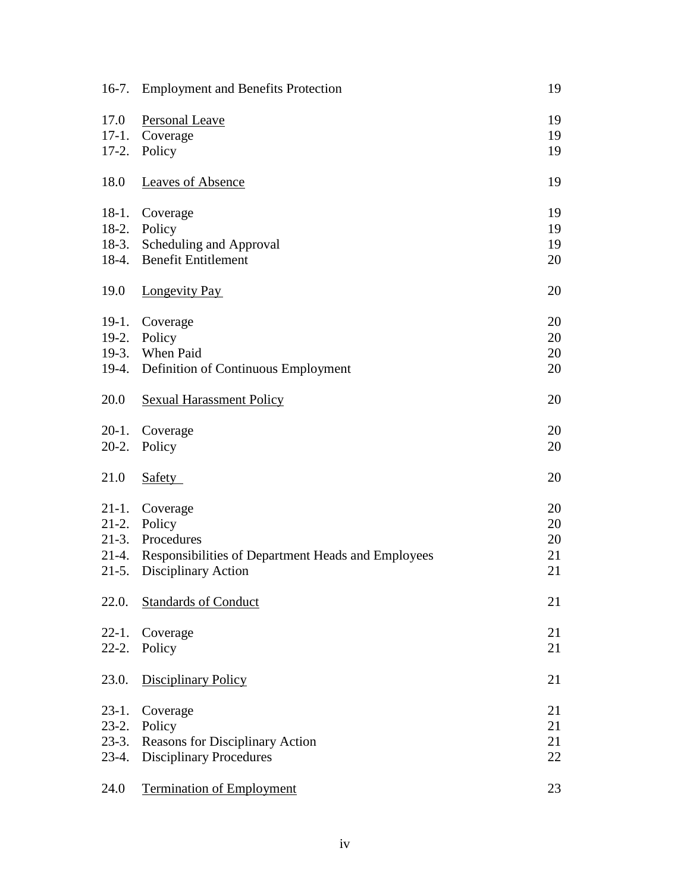| | | |
|---|---|---|
| 16-7. | Employment and Benefits Protection | 19 |
| | | |
| 17.0 | Personal Leave | 19 |
| 17-1. | Coverage | 19 |
| 17-2. | Policy | 19 |
| | | |
| 18.0 | Leaves of Absence | 19 |
| | | |
| 18-1. | Coverage | 19 |
| 18-2. | Policy | 19 |
| 18-3. | Scheduling and Approval | 19 |
| 18-4. | Benefit Entitlement | 20 |
| | | |
| 19.0 | Longevity Pay | 20 |
| | | |
| 19-1. | Coverage | 20 |
| 19-2. | Policy | 20 |
| 19-3. | When Paid | 20 |
| 19-4. | Definition of Continuous Employment | 20 |
| | | |
| 20.0 | Sexual Harassment Policy | 20 |
| | | |
| 20-1. | Coverage | 20 |
| 20-2. | Policy | 20 |
| | | |
| 21.0 | Safety | 20 |
| | | |
| 21-1. | Coverage | 20 |
| 21-2. | Policy | 20 |
| 21-3. | Procedures | 20 |
| 21-4. | Responsibilities of Department Heads and Employees | 21 |
| 21-5. | Disciplinary Action | 21 |
| | | |
| 22.0. | Standards of Conduct | 21 |
| | | |
| 22-1. | Coverage | 21 |
| 22-2. | Policy | 21 |
| | | |
| 23.0. | Disciplinary Policy | 21 |
| | | |
| 23-1. | Coverage | 21 |
| 23-2. | Policy | 21 |
| 23-3. | Reasons for Disciplinary Action | 21 |
| 23-4. | Disciplinary Procedures | 22 |
| | | |
| 24.0 | Termination of Employment | 23 |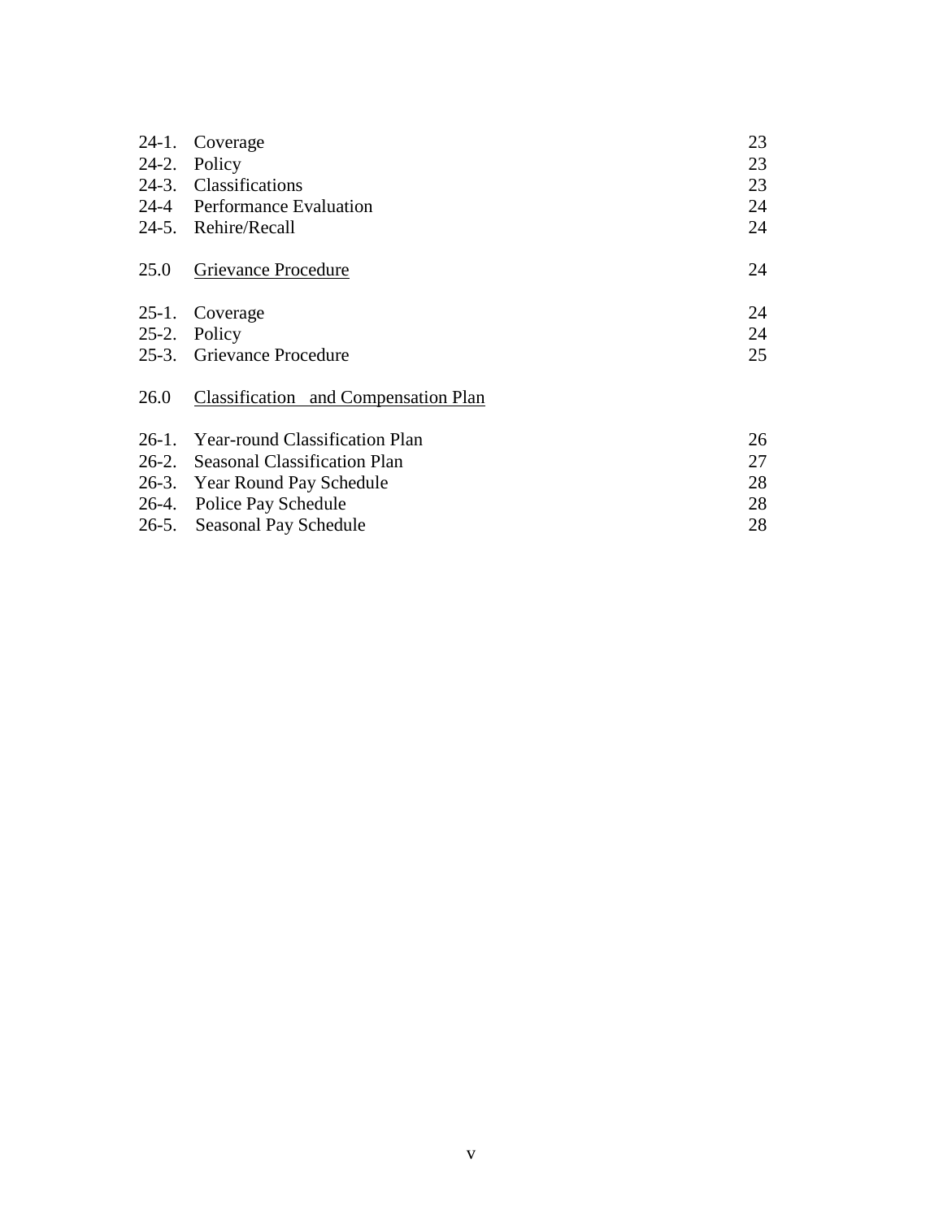| | | |
|---|---|---|
| 24-1. | Coverage | 23 |
| 24-2. | Policy | 23 |
| 24-3. | Classifications | 23 |
| 24-4 | Performance Evaluation | 24 |
| 24-5. | Rehire/Recall | 24 |
| | | |
| 25.0 | Grievance Procedure | 24 |
| | | |
| 25-1. | Coverage | 24 |
| 25-2. | Policy | 24 |
| 25-3. | Grievance Procedure | 25 |
| | | |
| 26.0 | Classification and Compensation Plan | |
| | | |
| 26-1. | Year-round Classification Plan | 26 |
| 26-2. | Seasonal Classification Plan | 27 |
| 26-3. | Year Round Pay Schedule | 28 |
| 26-4. | Police Pay Schedule | 28 |
| 26-5. | Seasonal Pay Schedule | 28 |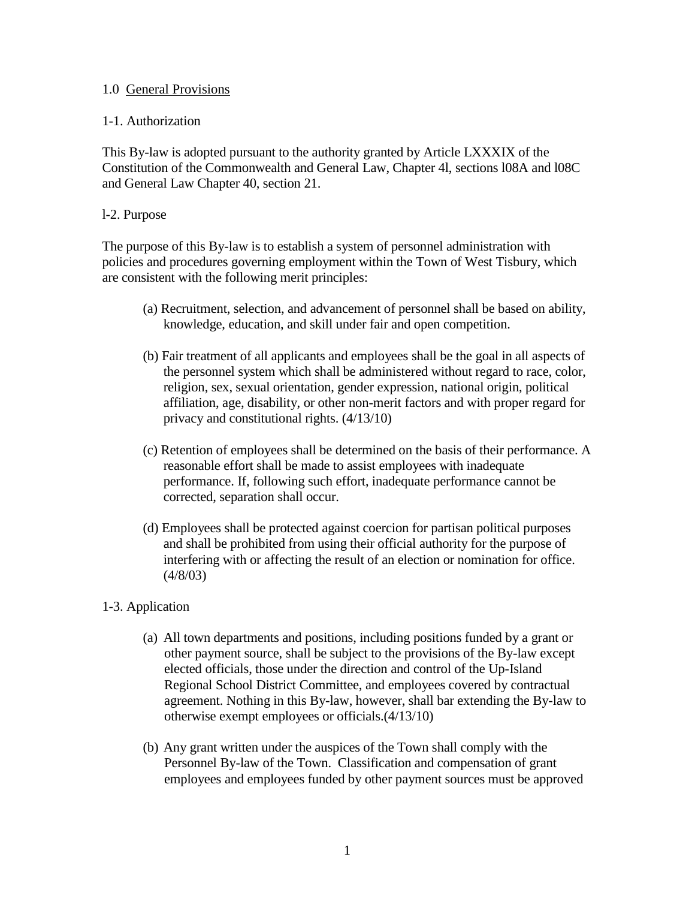## 1.0 General Provisions

### 1-1. Authorization

This By-law is adopted pursuant to the authority granted by Article LXXXIX of the Constitution of the Commonwealth and General Law, Chapter 4l, sections l08A and l08C and General Law Chapter 40, section 21.

### l-2. Purpose

The purpose of this By-law is to establish a system of personnel administration with policies and procedures governing employment within the Town of West Tisbury, which are consistent with the following merit principles:

(a) Recruitment, selection, and advancement of personnel shall be based on ability, knowledge, education, and skill under fair and open competition.

(b) Fair treatment of all applicants and employees shall be the goal in all aspects of the personnel system which shall be administered without regard to race, color, religion, sex, sexual orientation, gender expression, national origin, political affiliation, age, disability, or other non-merit factors and with proper regard for privacy and constitutional rights. (4/13/10)

(c) Retention of employees shall be determined on the basis of their performance. A reasonable effort shall be made to assist employees with inadequate performance. If, following such effort, inadequate performance cannot be corrected, separation shall occur.

(d) Employees shall be protected against coercion for partisan political purposes and shall be prohibited from using their official authority for the purpose of interfering with or affecting the result of an election or nomination for office. (4/8/03)

### 1-3. Application

(a) All town departments and positions, including positions funded by a grant or other payment source, shall be subject to the provisions of the By-law except elected officials, those under the direction and control of the Up-Island Regional School District Committee, and employees covered by contractual agreement. Nothing in this By-law, however, shall bar extending the By-law to otherwise exempt employees or officials.(4/13/10)

(b) Any grant written under the auspices of the Town shall comply with the Personnel By-law of the Town. Classification and compensation of grant employees and employees funded by other payment sources must be approved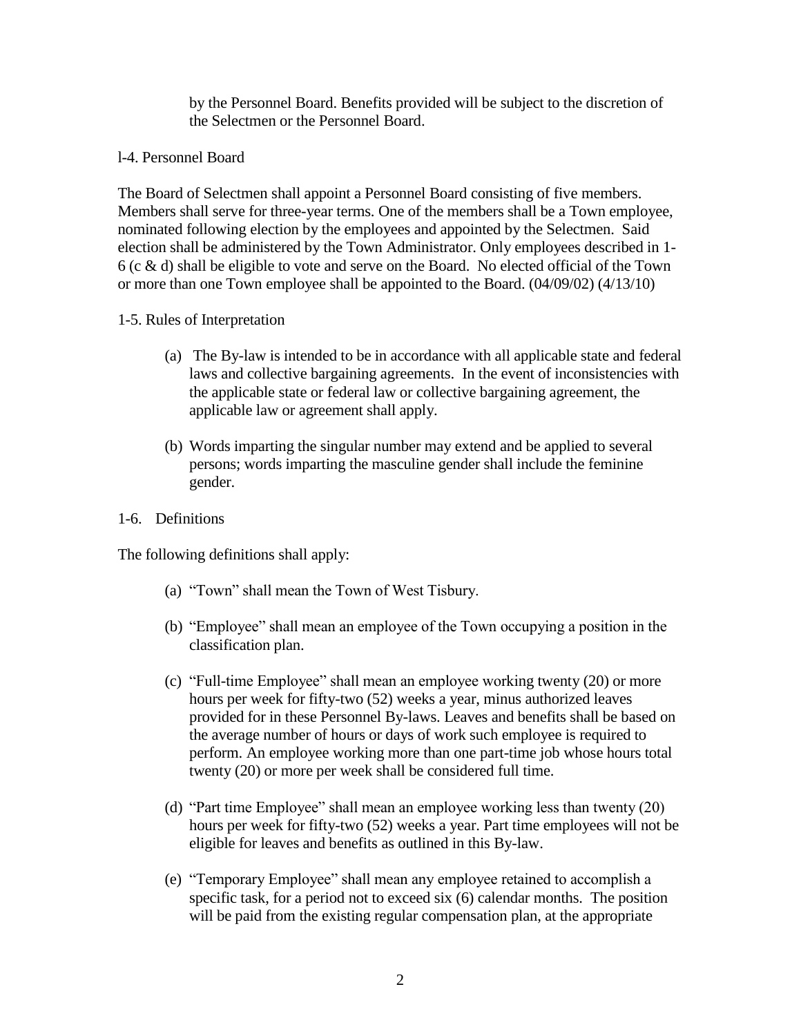by the Personnel Board. Benefits provided will be subject to the discretion of the Selectmen or the Personnel Board.

l-4. Personnel Board

The Board of Selectmen shall appoint a Personnel Board consisting of five members. Members shall serve for three-year terms. One of the members shall be a Town employee, nominated following election by the employees and appointed by the Selectmen. Said election shall be administered by the Town Administrator. Only employees described in 1-6 (c & d) shall be eligible to vote and serve on the Board. No elected official of the Town or more than one Town employee shall be appointed to the Board. (04/09/02) (4/13/10)

1-5. Rules of Interpretation

(a) The By-law is intended to be in accordance with all applicable state and federal laws and collective bargaining agreements. In the event of inconsistencies with the applicable state or federal law or collective bargaining agreement, the applicable law or agreement shall apply.

(b) Words imparting the singular number may extend and be applied to several persons; words imparting the masculine gender shall include the feminine gender.

1-6. Definitions

The following definitions shall apply:

(a) "Town" shall mean the Town of West Tisbury.

(b) "Employee" shall mean an employee of the Town occupying a position in the classification plan.

(c) "Full-time Employee" shall mean an employee working twenty (20) or more hours per week for fifty-two (52) weeks a year, minus authorized leaves provided for in these Personnel By-laws. Leaves and benefits shall be based on the average number of hours or days of work such employee is required to perform. An employee working more than one part-time job whose hours total twenty (20) or more per week shall be considered full time.

(d) "Part time Employee" shall mean an employee working less than twenty (20) hours per week for fifty-two (52) weeks a year. Part time employees will not be eligible for leaves and benefits as outlined in this By-law.

(e) "Temporary Employee" shall mean any employee retained to accomplish a specific task, for a period not to exceed six (6) calendar months. The position will be paid from the existing regular compensation plan, at the appropriate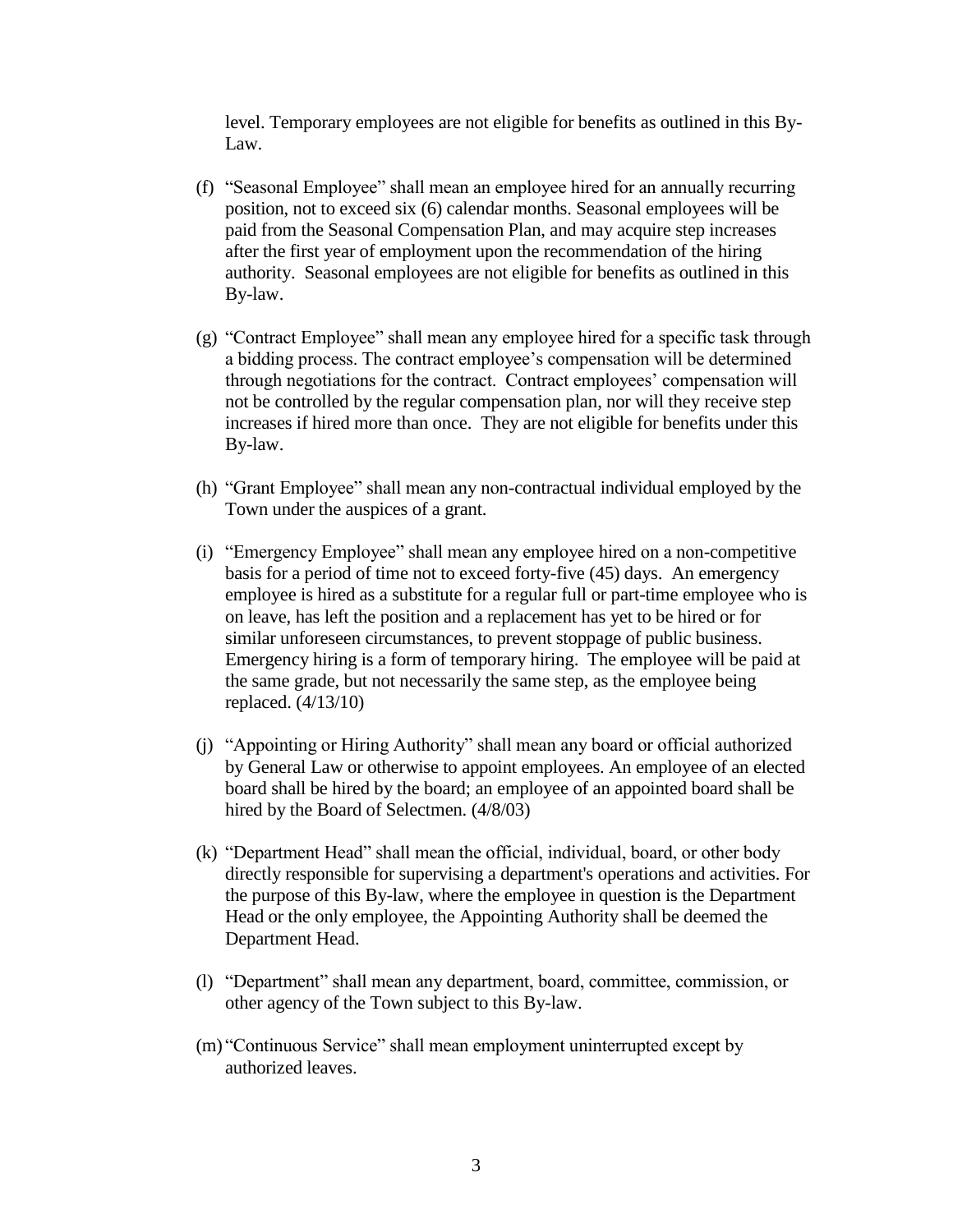level. Temporary employees are not eligible for benefits as outlined in this By-Law.

(f) "Seasonal Employee" shall mean an employee hired for an annually recurring position, not to exceed six (6) calendar months. Seasonal employees will be paid from the Seasonal Compensation Plan, and may acquire step increases after the first year of employment upon the recommendation of the hiring authority. Seasonal employees are not eligible for benefits as outlined in this By-law.

(g) "Contract Employee" shall mean any employee hired for a specific task through a bidding process. The contract employee's compensation will be determined through negotiations for the contract. Contract employees' compensation will not be controlled by the regular compensation plan, nor will they receive step increases if hired more than once. They are not eligible for benefits under this By-law.

(h) "Grant Employee" shall mean any non-contractual individual employed by the Town under the auspices of a grant.

(i) "Emergency Employee" shall mean any employee hired on a non-competitive basis for a period of time not to exceed forty-five (45) days. An emergency employee is hired as a substitute for a regular full or part-time employee who is on leave, has left the position and a replacement has yet to be hired or for similar unforeseen circumstances, to prevent stoppage of public business. Emergency hiring is a form of temporary hiring. The employee will be paid at the same grade, but not necessarily the same step, as the employee being replaced. (4/13/10)

(j) "Appointing or Hiring Authority" shall mean any board or official authorized by General Law or otherwise to appoint employees. An employee of an elected board shall be hired by the board; an employee of an appointed board shall be hired by the Board of Selectmen. (4/8/03)

(k) "Department Head" shall mean the official, individual, board, or other body directly responsible for supervising a department's operations and activities. For the purpose of this By-law, where the employee in question is the Department Head or the only employee, the Appointing Authority shall be deemed the Department Head.

(l) "Department" shall mean any department, board, committee, commission, or other agency of the Town subject to this By-law.

(m) "Continuous Service" shall mean employment uninterrupted except by authorized leaves.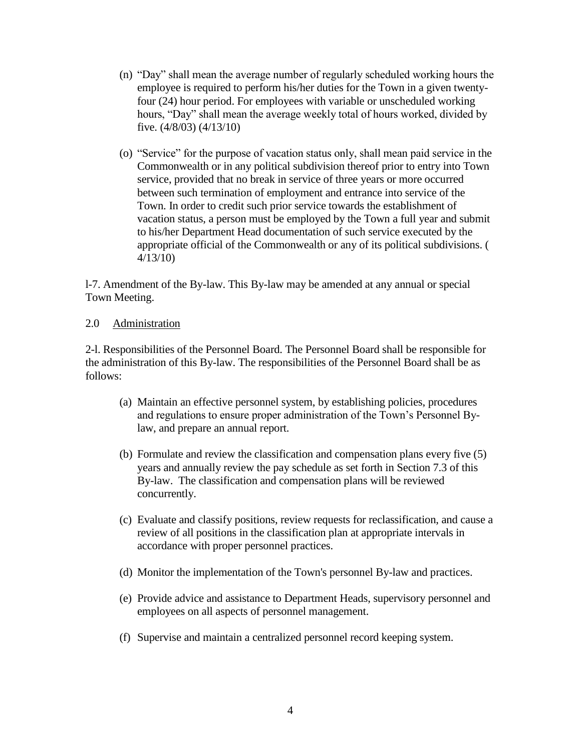(n) "Day" shall mean the average number of regularly scheduled working hours the employee is required to perform his/her duties for the Town in a given twenty-four (24) hour period. For employees with variable or unscheduled working hours, "Day" shall mean the average weekly total of hours worked, divided by five. (4/8/03) (4/13/10)

(o) "Service" for the purpose of vacation status only, shall mean paid service in the Commonwealth or in any political subdivision thereof prior to entry into Town service, provided that no break in service of three years or more occurred between such termination of employment and entrance into service of the Town. In order to credit such prior service towards the establishment of vacation status, a person must be employed by the Town a full year and submit to his/her Department Head documentation of such service executed by the appropriate official of the Commonwealth or any of its political subdivisions. ( 4/13/10)

l-7. Amendment of the By-law. This By-law may be amended at any annual or special Town Meeting.

## 2.0 Administration

2-l. Responsibilities of the Personnel Board. The Personnel Board shall be responsible for the administration of this By-law. The responsibilities of the Personnel Board shall be as follows:

(a) Maintain an effective personnel system, by establishing policies, procedures and regulations to ensure proper administration of the Town's Personnel By-law, and prepare an annual report.

(b) Formulate and review the classification and compensation plans every five (5) years and annually review the pay schedule as set forth in Section 7.3 of this By-law. The classification and compensation plans will be reviewed concurrently.

(c) Evaluate and classify positions, review requests for reclassification, and cause a review of all positions in the classification plan at appropriate intervals in accordance with proper personnel practices.

(d) Monitor the implementation of the Town's personnel By-law and practices.

(e) Provide advice and assistance to Department Heads, supervisory personnel and employees on all aspects of personnel management.

(f) Supervise and maintain a centralized personnel record keeping system.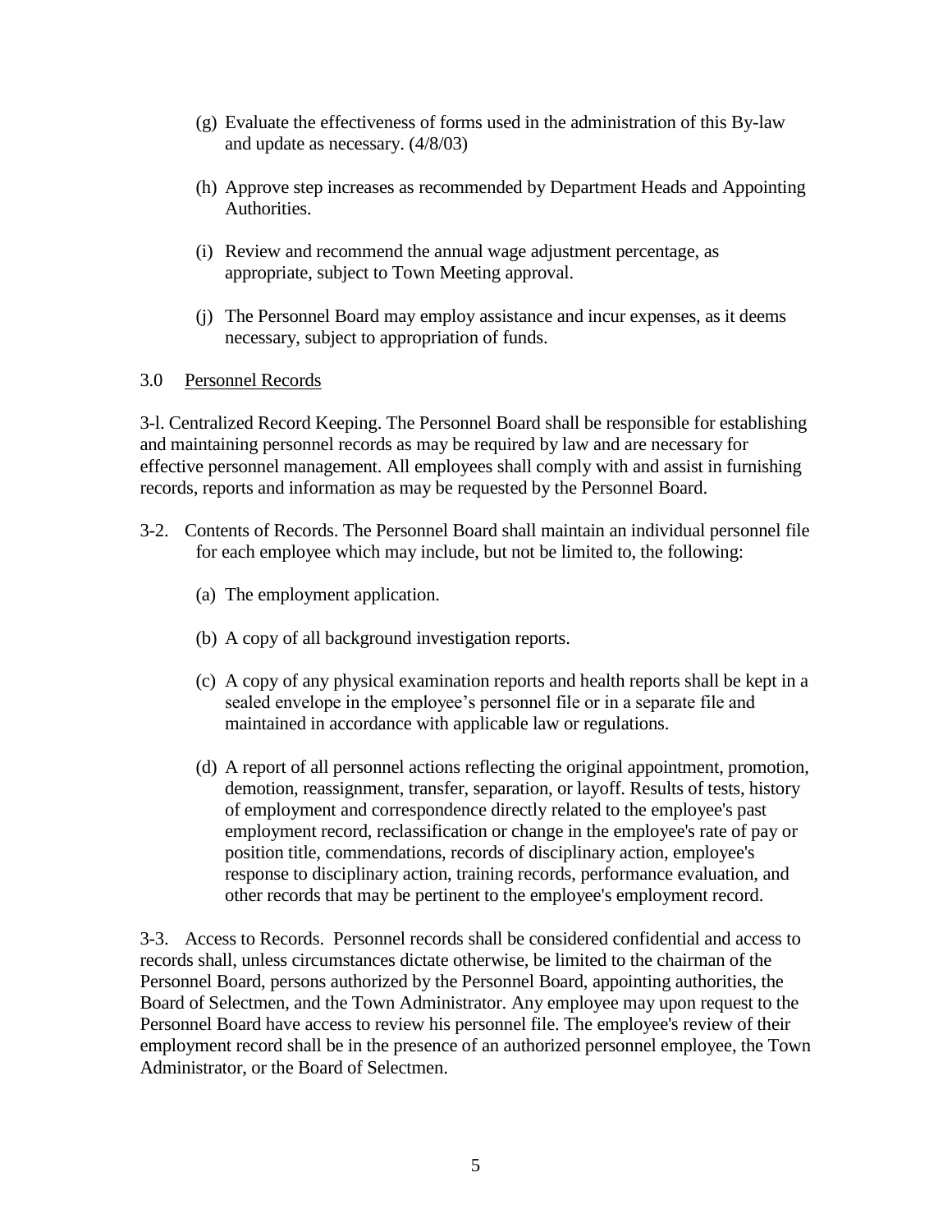(g) Evaluate the effectiveness of forms used in the administration of this By-law and update as necessary. (4/8/03)

(h) Approve step increases as recommended by Department Heads and Appointing Authorities.

(i) Review and recommend the annual wage adjustment percentage, as appropriate, subject to Town Meeting approval.

(j) The Personnel Board may employ assistance and incur expenses, as it deems necessary, subject to appropriation of funds.

3.0 Personnel Records

3-l. Centralized Record Keeping. The Personnel Board shall be responsible for establishing and maintaining personnel records as may be required by law and are necessary for effective personnel management. All employees shall comply with and assist in furnishing records, reports and information as may be requested by the Personnel Board.

3-2. Contents of Records. The Personnel Board shall maintain an individual personnel file for each employee which may include, but not be limited to, the following:

(a) The employment application.

(b) A copy of all background investigation reports.

(c) A copy of any physical examination reports and health reports shall be kept in a sealed envelope in the employee's personnel file or in a separate file and maintained in accordance with applicable law or regulations.

(d) A report of all personnel actions reflecting the original appointment, promotion, demotion, reassignment, transfer, separation, or layoff. Results of tests, history of employment and correspondence directly related to the employee's past employment record, reclassification or change in the employee's rate of pay or position title, commendations, records of disciplinary action, employee's response to disciplinary action, training records, performance evaluation, and other records that may be pertinent to the employee's employment record.

3-3. Access to Records. Personnel records shall be considered confidential and access to records shall, unless circumstances dictate otherwise, be limited to the chairman of the Personnel Board, persons authorized by the Personnel Board, appointing authorities, the Board of Selectmen, and the Town Administrator. Any employee may upon request to the Personnel Board have access to review his personnel file. The employee's review of their employment record shall be in the presence of an authorized personnel employee, the Town Administrator, or the Board of Selectmen.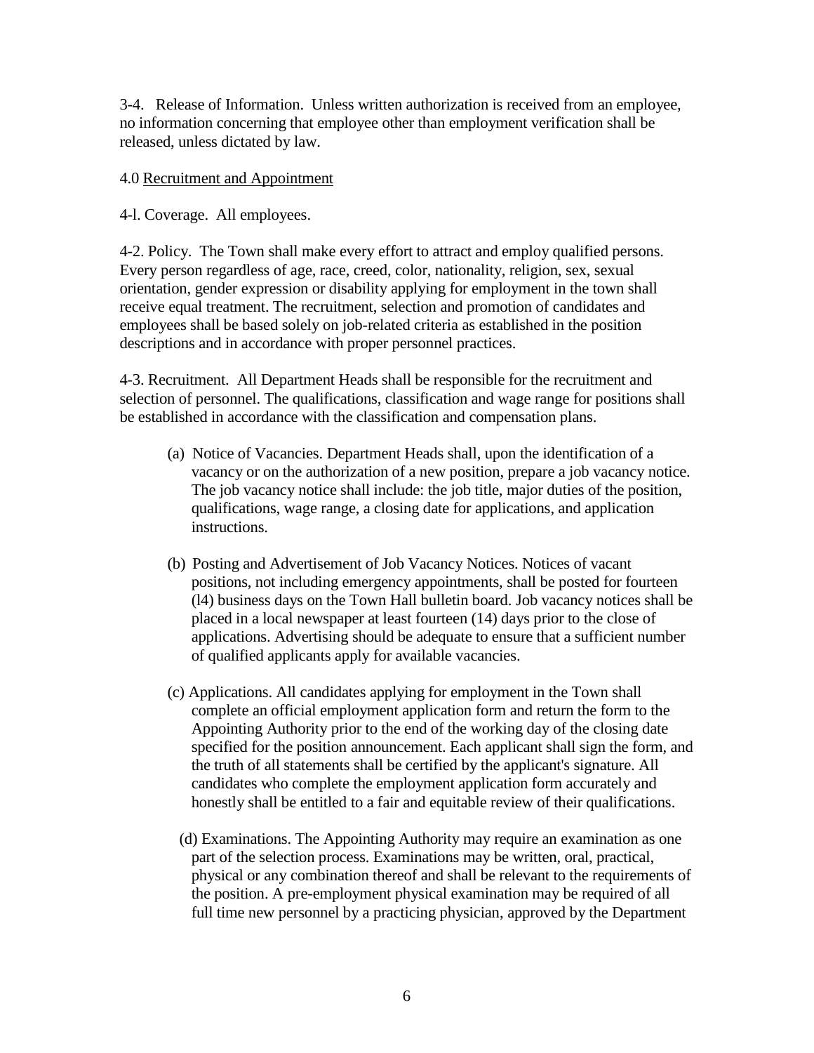3-4. Release of Information. Unless written authorization is received from an employee, no information concerning that employee other than employment verification shall be released, unless dictated by law.

## 4.0 Recruitment and Appointment

4-l. Coverage. All employees.

4-2. Policy. The Town shall make every effort to attract and employ qualified persons. Every person regardless of age, race, creed, color, nationality, religion, sex, sexual orientation, gender expression or disability applying for employment in the town shall receive equal treatment. The recruitment, selection and promotion of candidates and employees shall be based solely on job-related criteria as established in the position descriptions and in accordance with proper personnel practices.

4-3. Recruitment. All Department Heads shall be responsible for the recruitment and selection of personnel. The qualifications, classification and wage range for positions shall be established in accordance with the classification and compensation plans.

(a) Notice of Vacancies. Department Heads shall, upon the identification of a vacancy or on the authorization of a new position, prepare a job vacancy notice. The job vacancy notice shall include: the job title, major duties of the position, qualifications, wage range, a closing date for applications, and application instructions.

(b) Posting and Advertisement of Job Vacancy Notices. Notices of vacant positions, not including emergency appointments, shall be posted for fourteen (l4) business days on the Town Hall bulletin board. Job vacancy notices shall be placed in a local newspaper at least fourteen (14) days prior to the close of applications. Advertising should be adequate to ensure that a sufficient number of qualified applicants apply for available vacancies.

(c) Applications. All candidates applying for employment in the Town shall complete an official employment application form and return the form to the Appointing Authority prior to the end of the working day of the closing date specified for the position announcement. Each applicant shall sign the form, and the truth of all statements shall be certified by the applicant's signature. All candidates who complete the employment application form accurately and honestly shall be entitled to a fair and equitable review of their qualifications.

(d) Examinations. The Appointing Authority may require an examination as one part of the selection process. Examinations may be written, oral, practical, physical or any combination thereof and shall be relevant to the requirements of the position. A pre-employment physical examination may be required of all full time new personnel by a practicing physician, approved by the Department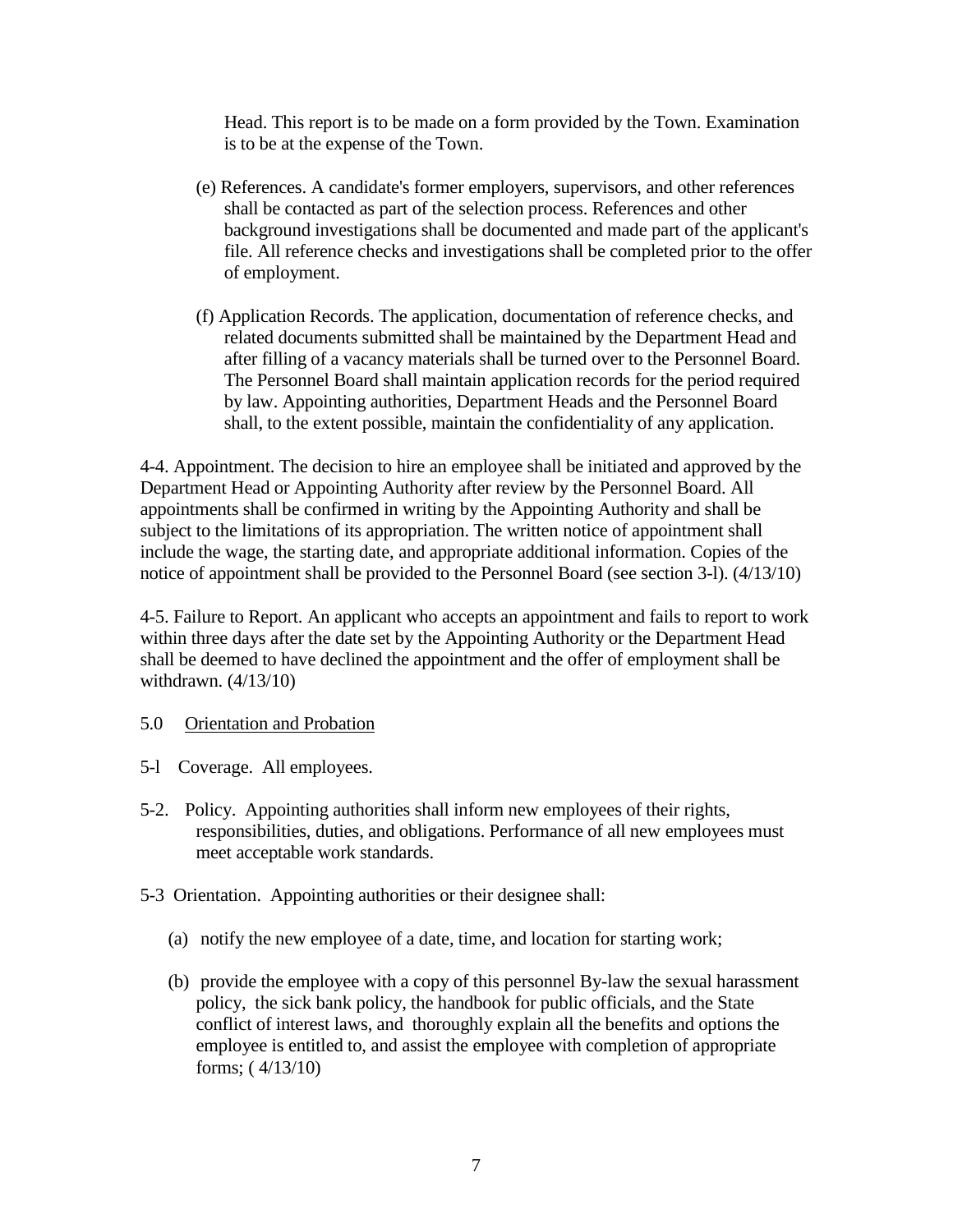Head. This report is to be made on a form provided by the Town. Examination is to be at the expense of the Town.

(e) References. A candidate's former employers, supervisors, and other references shall be contacted as part of the selection process. References and other background investigations shall be documented and made part of the applicant's file. All reference checks and investigations shall be completed prior to the offer of employment.

(f) Application Records. The application, documentation of reference checks, and related documents submitted shall be maintained by the Department Head and after filling of a vacancy materials shall be turned over to the Personnel Board. The Personnel Board shall maintain application records for the period required by law. Appointing authorities, Department Heads and the Personnel Board shall, to the extent possible, maintain the confidentiality of any application.

4-4. Appointment. The decision to hire an employee shall be initiated and approved by the Department Head or Appointing Authority after review by the Personnel Board. All appointments shall be confirmed in writing by the Appointing Authority and shall be subject to the limitations of its appropriation. The written notice of appointment shall include the wage, the starting date, and appropriate additional information. Copies of the notice of appointment shall be provided to the Personnel Board (see section 3-l). (4/13/10)

4-5. Failure to Report. An applicant who accepts an appointment and fails to report to work within three days after the date set by the Appointing Authority or the Department Head shall be deemed to have declined the appointment and the offer of employment shall be withdrawn. (4/13/10)

5.0 Orientation and Probation

5-l Coverage. All employees.

5-2. Policy. Appointing authorities shall inform new employees of their rights, responsibilities, duties, and obligations. Performance of all new employees must meet acceptable work standards.

5-3 Orientation. Appointing authorities or their designee shall:

(a) notify the new employee of a date, time, and location for starting work;

(b) provide the employee with a copy of this personnel By-law the sexual harassment policy, the sick bank policy, the handbook for public officials, and the State conflict of interest laws, and thoroughly explain all the benefits and options the employee is entitled to, and assist the employee with completion of appropriate forms; ( 4/13/10)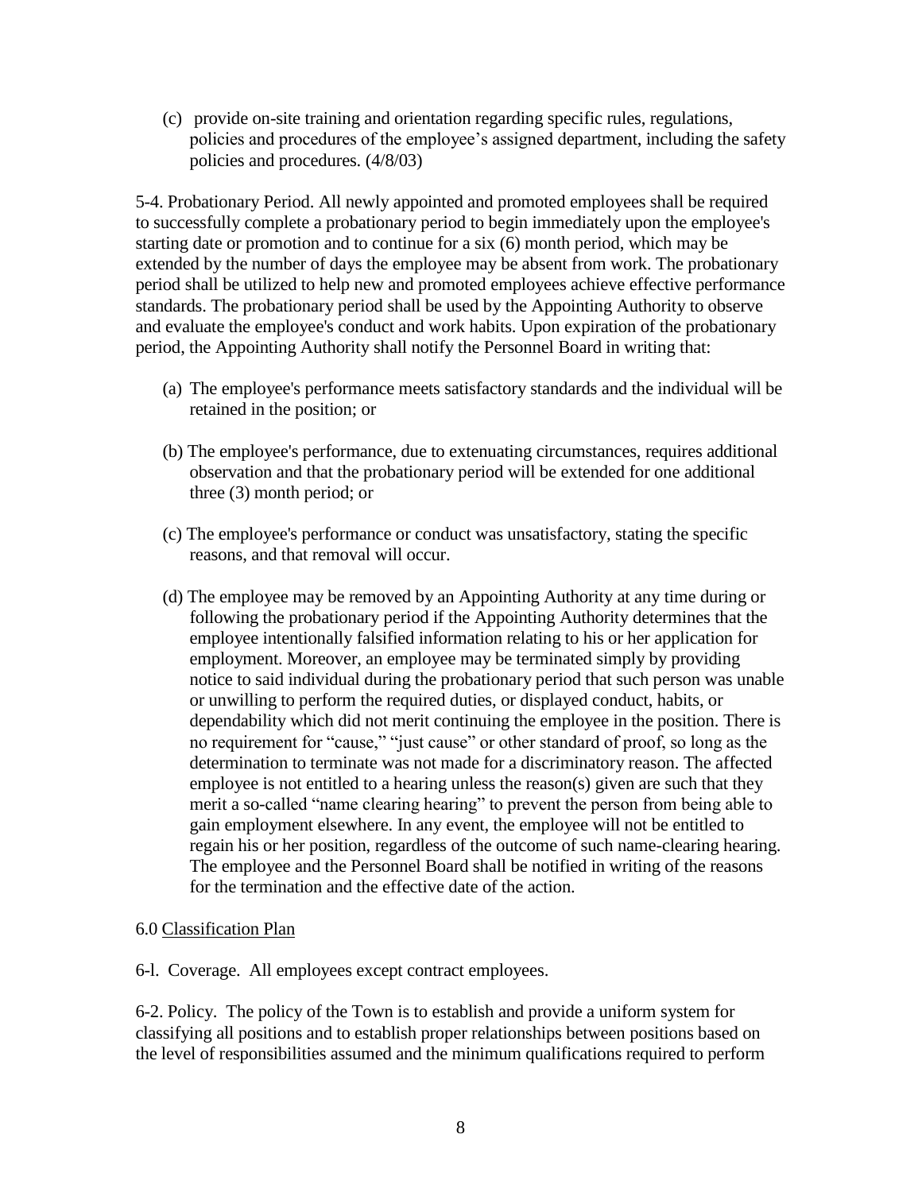(c) provide on-site training and orientation regarding specific rules, regulations, policies and procedures of the employee's assigned department, including the safety policies and procedures. (4/8/03)

5-4. Probationary Period. All newly appointed and promoted employees shall be required to successfully complete a probationary period to begin immediately upon the employee's starting date or promotion and to continue for a six (6) month period, which may be extended by the number of days the employee may be absent from work. The probationary period shall be utilized to help new and promoted employees achieve effective performance standards. The probationary period shall be used by the Appointing Authority to observe and evaluate the employee's conduct and work habits. Upon expiration of the probationary period, the Appointing Authority shall notify the Personnel Board in writing that:

(a) The employee's performance meets satisfactory standards and the individual will be retained in the position; or

(b) The employee's performance, due to extenuating circumstances, requires additional observation and that the probationary period will be extended for one additional three (3) month period; or

(c) The employee's performance or conduct was unsatisfactory, stating the specific reasons, and that removal will occur.

(d) The employee may be removed by an Appointing Authority at any time during or following the probationary period if the Appointing Authority determines that the employee intentionally falsified information relating to his or her application for employment. Moreover, an employee may be terminated simply by providing notice to said individual during the probationary period that such person was unable or unwilling to perform the required duties, or displayed conduct, habits, or dependability which did not merit continuing the employee in the position. There is no requirement for "cause," "just cause" or other standard of proof, so long as the determination to terminate was not made for a discriminatory reason. The affected employee is not entitled to a hearing unless the reason(s) given are such that they merit a so-called "name clearing hearing" to prevent the person from being able to gain employment elsewhere. In any event, the employee will not be entitled to regain his or her position, regardless of the outcome of such name-clearing hearing. The employee and the Personnel Board shall be notified in writing of the reasons for the termination and the effective date of the action.

## 6.0 Classification Plan

6-l. Coverage. All employees except contract employees.

6-2. Policy. The policy of the Town is to establish and provide a uniform system for classifying all positions and to establish proper relationships between positions based on the level of responsibilities assumed and the minimum qualifications required to perform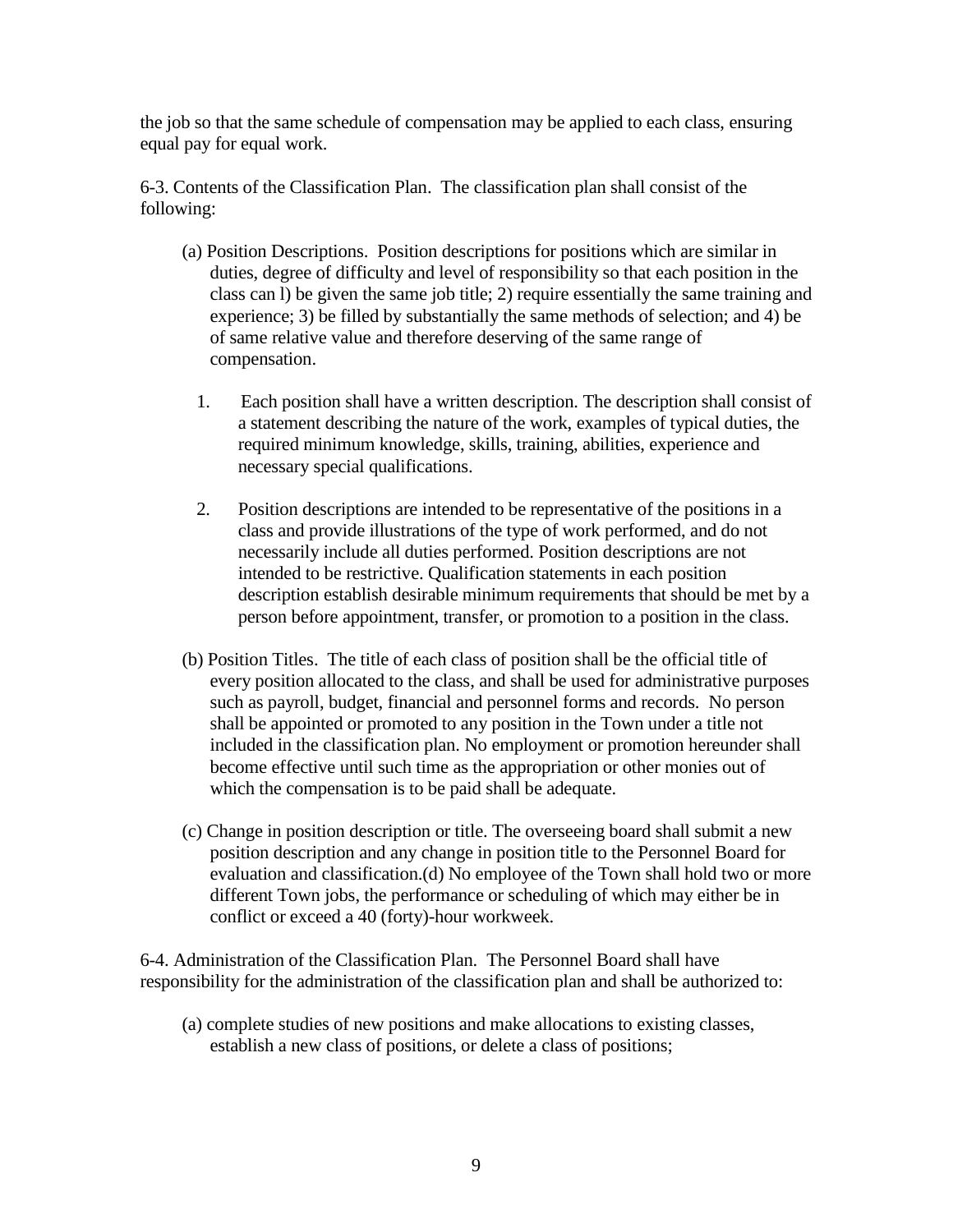the job so that the same schedule of compensation may be applied to each class, ensuring equal pay for equal work.

6-3. Contents of the Classification Plan. The classification plan shall consist of the following:

(a) Position Descriptions. Position descriptions for positions which are similar in duties, degree of difficulty and level of responsibility so that each position in the class can l) be given the same job title; 2) require essentially the same training and experience; 3) be filled by substantially the same methods of selection; and 4) be of same relative value and therefore deserving of the same range of compensation.

1. Each position shall have a written description. The description shall consist of a statement describing the nature of the work, examples of typical duties, the required minimum knowledge, skills, training, abilities, experience and necessary special qualifications.

2. Position descriptions are intended to be representative of the positions in a class and provide illustrations of the type of work performed, and do not necessarily include all duties performed. Position descriptions are not intended to be restrictive. Qualification statements in each position description establish desirable minimum requirements that should be met by a person before appointment, transfer, or promotion to a position in the class.

(b) Position Titles. The title of each class of position shall be the official title of every position allocated to the class, and shall be used for administrative purposes such as payroll, budget, financial and personnel forms and records. No person shall be appointed or promoted to any position in the Town under a title not included in the classification plan. No employment or promotion hereunder shall become effective until such time as the appropriation or other monies out of which the compensation is to be paid shall be adequate.

(c) Change in position description or title. The overseeing board shall submit a new position description and any change in position title to the Personnel Board for evaluation and classification.(d) No employee of the Town shall hold two or more different Town jobs, the performance or scheduling of which may either be in conflict or exceed a 40 (forty)-hour workweek.

6-4. Administration of the Classification Plan. The Personnel Board shall have responsibility for the administration of the classification plan and shall be authorized to:

(a) complete studies of new positions and make allocations to existing classes, establish a new class of positions, or delete a class of positions;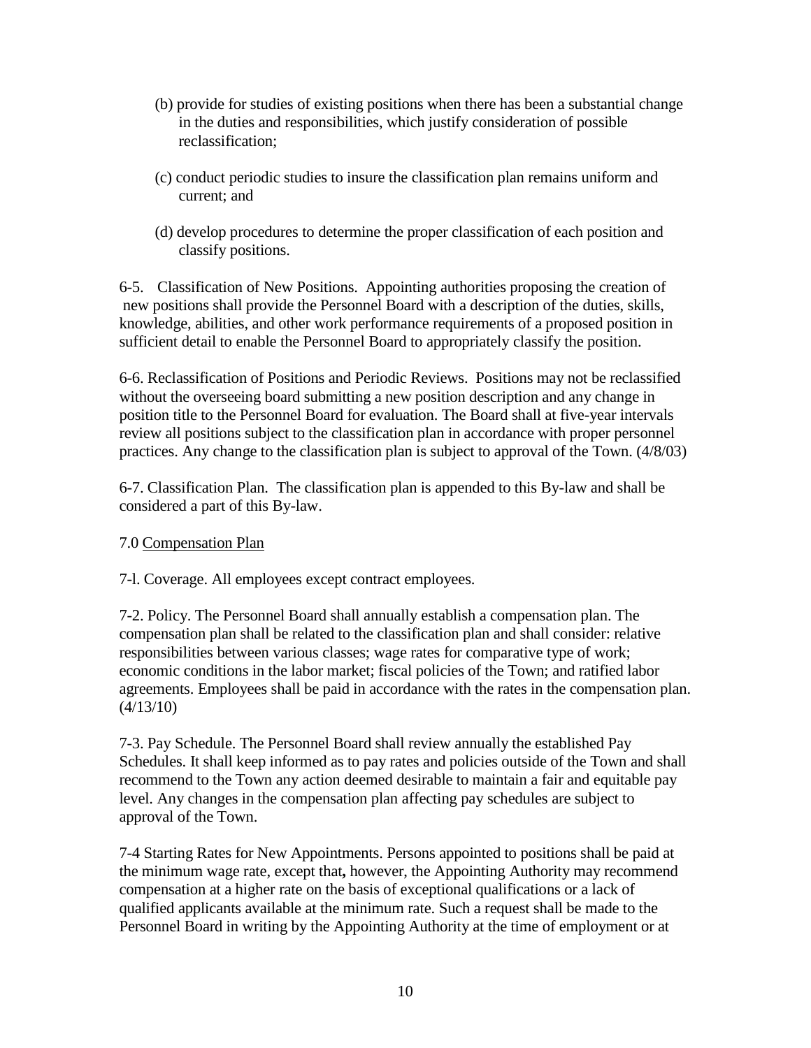(b) provide for studies of existing positions when there has been a substantial change in the duties and responsibilities, which justify consideration of possible reclassification;

(c) conduct periodic studies to insure the classification plan remains uniform and current; and

(d) develop procedures to determine the proper classification of each position and classify positions.

6-5. Classification of New Positions. Appointing authorities proposing the creation of new positions shall provide the Personnel Board with a description of the duties, skills, knowledge, abilities, and other work performance requirements of a proposed position in sufficient detail to enable the Personnel Board to appropriately classify the position.

6-6. Reclassification of Positions and Periodic Reviews. Positions may not be reclassified without the overseeing board submitting a new position description and any change in position title to the Personnel Board for evaluation. The Board shall at five-year intervals review all positions subject to the classification plan in accordance with proper personnel practices. Any change to the classification plan is subject to approval of the Town. (4/8/03)

6-7. Classification Plan. The classification plan is appended to this By-law and shall be considered a part of this By-law.

## 7.0 Compensation Plan

7-l. Coverage. All employees except contract employees.

7-2. Policy. The Personnel Board shall annually establish a compensation plan. The compensation plan shall be related to the classification plan and shall consider: relative responsibilities between various classes; wage rates for comparative type of work; economic conditions in the labor market; fiscal policies of the Town; and ratified labor agreements. Employees shall be paid in accordance with the rates in the compensation plan. (4/13/10)

7-3. Pay Schedule. The Personnel Board shall review annually the established Pay Schedules. It shall keep informed as to pay rates and policies outside of the Town and shall recommend to the Town any action deemed desirable to maintain a fair and equitable pay level. Any changes in the compensation plan affecting pay schedules are subject to approval of the Town.

7-4 Starting Rates for New Appointments. Persons appointed to positions shall be paid at the minimum wage rate, except that**,** however, the Appointing Authority may recommend compensation at a higher rate on the basis of exceptional qualifications or a lack of qualified applicants available at the minimum rate. Such a request shall be made to the Personnel Board in writing by the Appointing Authority at the time of employment or at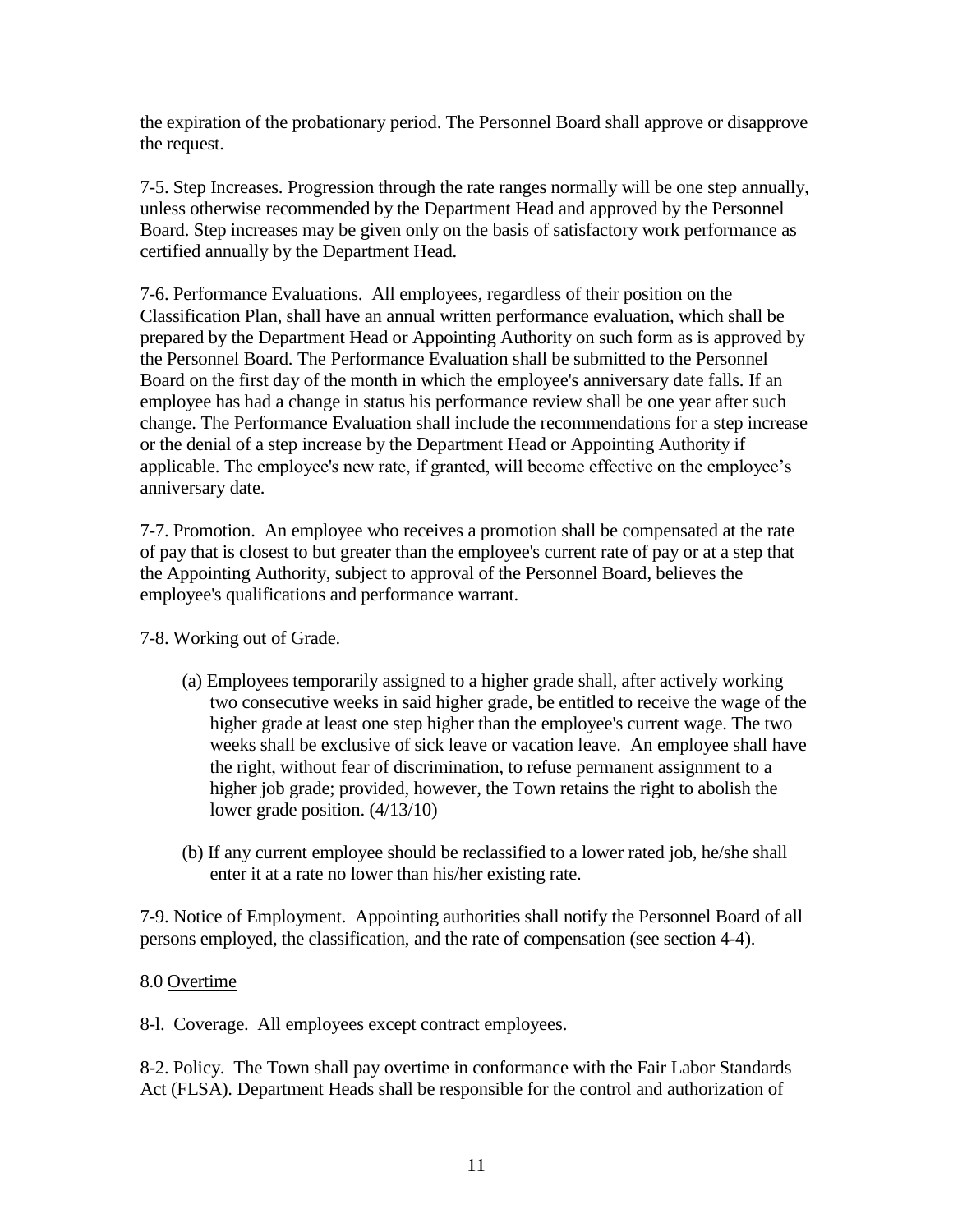the expiration of the probationary period. The Personnel Board shall approve or disapprove the request.

7-5. Step Increases. Progression through the rate ranges normally will be one step annually, unless otherwise recommended by the Department Head and approved by the Personnel Board. Step increases may be given only on the basis of satisfactory work performance as certified annually by the Department Head.

7-6. Performance Evaluations. All employees, regardless of their position on the Classification Plan, shall have an annual written performance evaluation, which shall be prepared by the Department Head or Appointing Authority on such form as is approved by the Personnel Board. The Performance Evaluation shall be submitted to the Personnel Board on the first day of the month in which the employee's anniversary date falls. If an employee has had a change in status his performance review shall be one year after such change. The Performance Evaluation shall include the recommendations for a step increase or the denial of a step increase by the Department Head or Appointing Authority if applicable. The employee's new rate, if granted, will become effective on the employee's anniversary date.

7-7. Promotion. An employee who receives a promotion shall be compensated at the rate of pay that is closest to but greater than the employee's current rate of pay or at a step that the Appointing Authority, subject to approval of the Personnel Board, believes the employee's qualifications and performance warrant.

7-8. Working out of Grade.

(a) Employees temporarily assigned to a higher grade shall, after actively working two consecutive weeks in said higher grade, be entitled to receive the wage of the higher grade at least one step higher than the employee's current wage. The two weeks shall be exclusive of sick leave or vacation leave. An employee shall have the right, without fear of discrimination, to refuse permanent assignment to a higher job grade; provided, however, the Town retains the right to abolish the lower grade position. (4/13/10)

(b) If any current employee should be reclassified to a lower rated job, he/she shall enter it at a rate no lower than his/her existing rate.

7-9. Notice of Employment. Appointing authorities shall notify the Personnel Board of all persons employed, the classification, and the rate of compensation (see section 4-4).

8.0 Overtime

8-l. Coverage. All employees except contract employees.

8-2. Policy. The Town shall pay overtime in conformance with the Fair Labor Standards Act (FLSA). Department Heads shall be responsible for the control and authorization of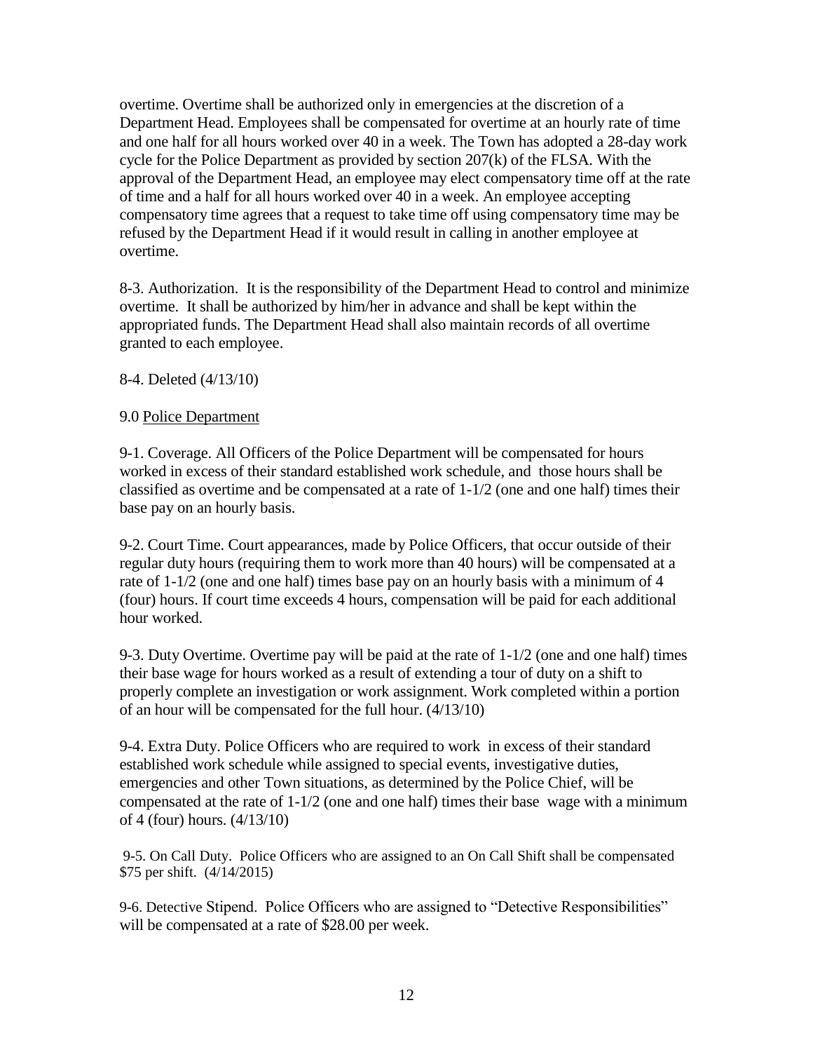overtime. Overtime shall be authorized only in emergencies at the discretion of a Department Head. Employees shall be compensated for overtime at an hourly rate of time and one half for all hours worked over 40 in a week. The Town has adopted a 28-day work cycle for the Police Department as provided by section 207(k) of the FLSA. With the approval of the Department Head, an employee may elect compensatory time off at the rate of time and a half for all hours worked over 40 in a week. An employee accepting compensatory time agrees that a request to take time off using compensatory time may be refused by the Department Head if it would result in calling in another employee at overtime.

8-3. Authorization. It is the responsibility of the Department Head to control and minimize overtime. It shall be authorized by him/her in advance and shall be kept within the appropriated funds. The Department Head shall also maintain records of all overtime granted to each employee.

8-4. Deleted (4/13/10)

9.0 <u>Police Department</u>

9-1. Coverage. All Officers of the Police Department will be compensated for hours worked in excess of their standard established work schedule, and those hours shall be classified as overtime and be compensated at a rate of 1-1/2 (one and one half) times their base pay on an hourly basis.

9-2. Court Time. Court appearances, made by Police Officers, that occur outside of their regular duty hours (requiring them to work more than 40 hours) will be compensated at a rate of 1-1/2 (one and one half) times base pay on an hourly basis with a minimum of 4 (four) hours. If court time exceeds 4 hours, compensation will be paid for each additional hour worked.

9-3. Duty Overtime. Overtime pay will be paid at the rate of 1-1/2 (one and one half) times their base wage for hours worked as a result of extending a tour of duty on a shift to properly complete an investigation or work assignment. Work completed within a portion of an hour will be compensated for the full hour. (4/13/10)

9-4. Extra Duty. Police Officers who are required to work in excess of their standard established work schedule while assigned to special events, investigative duties, emergencies and other Town situations, as determined by the Police Chief, will be compensated at the rate of 1-1/2 (one and one half) times their base wage with a minimum of 4 (four) hours. (4/13/10)

9-5. On Call Duty. Police Officers who are assigned to an On Call Shift shall be compensated $75 per shift. (4/14/2015)

9-6. Detective Stipend. Police Officers who are assigned to "Detective Responsibilities" will be compensated at a rate of $28.00 per week.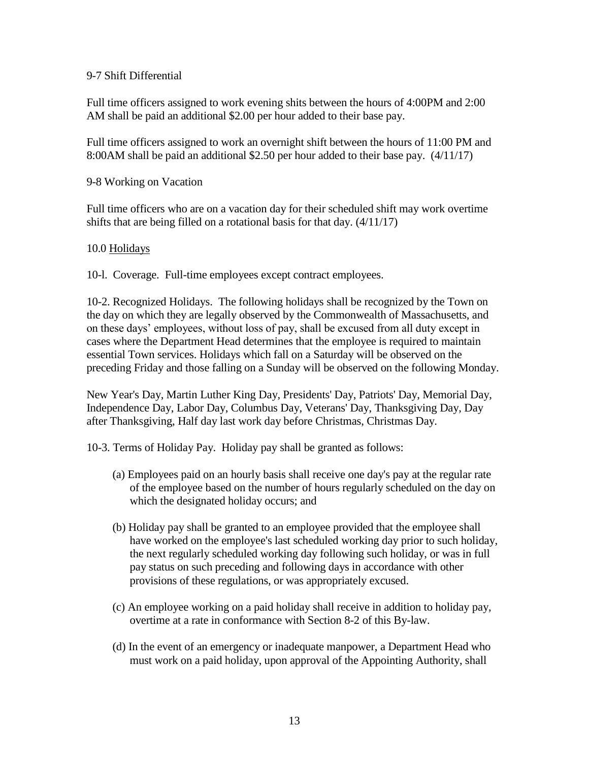9-7 Shift Differential

Full time officers assigned to work evening shits between the hours of 4:00PM and 2:00 AM shall be paid an additional $2.00 per hour added to their base pay.

Full time officers assigned to work an overnight shift between the hours of 11:00 PM and 8:00AM shall be paid an additional $2.50 per hour added to their base pay. (4/11/17)

9-8 Working on Vacation

Full time officers who are on a vacation day for their scheduled shift may work overtime shifts that are being filled on a rotational basis for that day. (4/11/17)

10.0 <u>Holidays</u>

10-l. Coverage. Full-time employees except contract employees.

10-2. Recognized Holidays. The following holidays shall be recognized by the Town on the day on which they are legally observed by the Commonwealth of Massachusetts, and on these days' employees, without loss of pay, shall be excused from all duty except in cases where the Department Head determines that the employee is required to maintain essential Town services. Holidays which fall on a Saturday will be observed on the preceding Friday and those falling on a Sunday will be observed on the following Monday.

New Year's Day, Martin Luther King Day, Presidents' Day, Patriots' Day, Memorial Day, Independence Day, Labor Day, Columbus Day, Veterans' Day, Thanksgiving Day, Day after Thanksgiving, Half day last work day before Christmas, Christmas Day.

10-3. Terms of Holiday Pay. Holiday pay shall be granted as follows:

(a) Employees paid on an hourly basis shall receive one day's pay at the regular rate of the employee based on the number of hours regularly scheduled on the day on which the designated holiday occurs; and

(b) Holiday pay shall be granted to an employee provided that the employee shall have worked on the employee's last scheduled working day prior to such holiday, the next regularly scheduled working day following such holiday, or was in full pay status on such preceding and following days in accordance with other provisions of these regulations, or was appropriately excused.

(c) An employee working on a paid holiday shall receive in addition to holiday pay, overtime at a rate in conformance with Section 8-2 of this By-law.

(d) In the event of an emergency or inadequate manpower, a Department Head who must work on a paid holiday, upon approval of the Appointing Authority, shall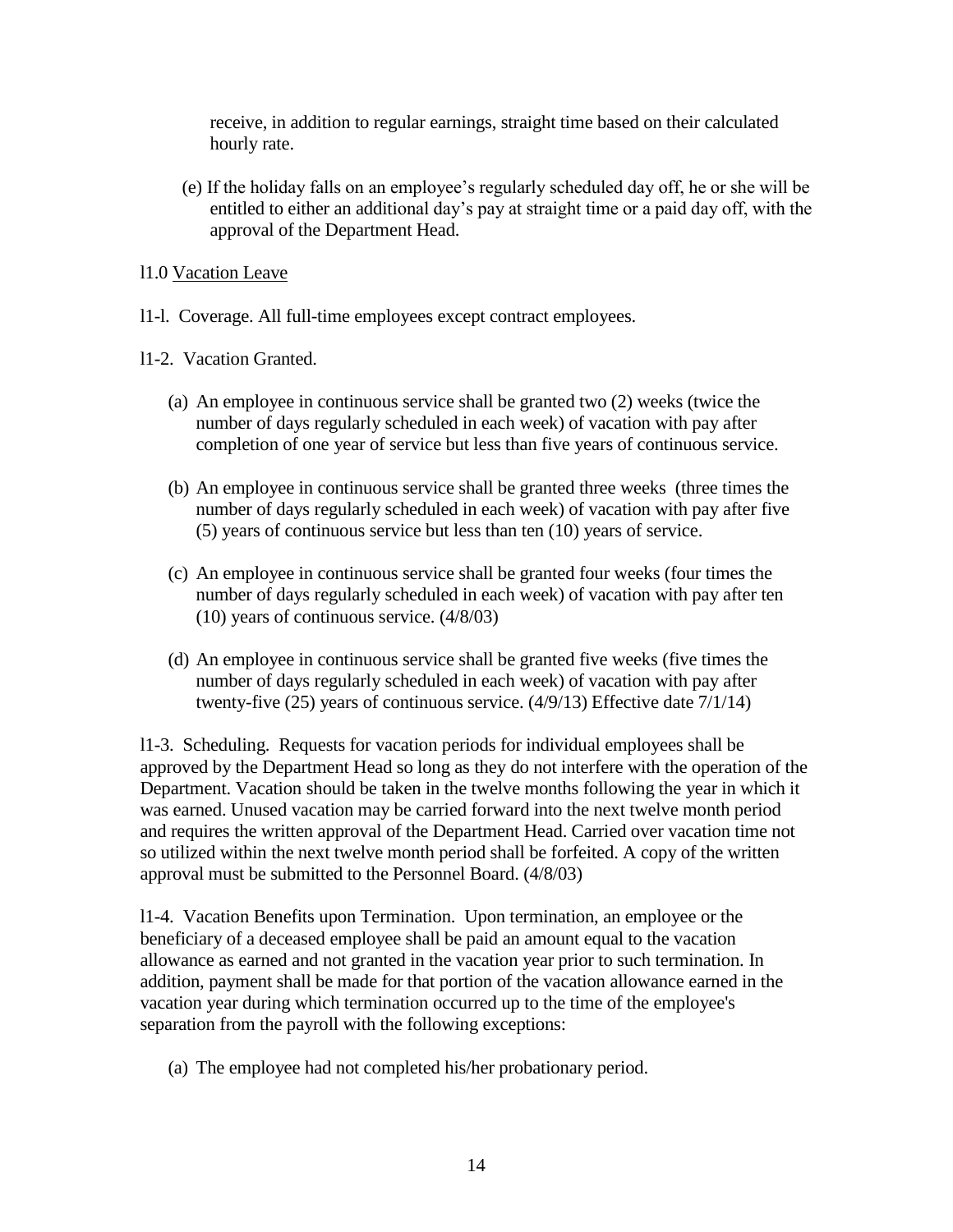receive, in addition to regular earnings, straight time based on their calculated hourly rate.

(e) If the holiday falls on an employee's regularly scheduled day off, he or she will be entitled to either an additional day's pay at straight time or a paid day off, with the approval of the Department Head.

l1.0 <u>Vacation Leave</u>

l1-l. Coverage. All full-time employees except contract employees.

l1-2. Vacation Granted.

(a) An employee in continuous service shall be granted two (2) weeks (twice the number of days regularly scheduled in each week) of vacation with pay after completion of one year of service but less than five years of continuous service.

(b) An employee in continuous service shall be granted three weeks (three times the number of days regularly scheduled in each week) of vacation with pay after five (5) years of continuous service but less than ten (10) years of service.

(c) An employee in continuous service shall be granted four weeks (four times the number of days regularly scheduled in each week) of vacation with pay after ten (10) years of continuous service. (4/8/03)

(d) An employee in continuous service shall be granted five weeks (five times the number of days regularly scheduled in each week) of vacation with pay after twenty-five (25) years of continuous service. (4/9/13) Effective date 7/1/14)

l1-3. Scheduling. Requests for vacation periods for individual employees shall be approved by the Department Head so long as they do not interfere with the operation of the Department. Vacation should be taken in the twelve months following the year in which it was earned. Unused vacation may be carried forward into the next twelve month period and requires the written approval of the Department Head. Carried over vacation time not so utilized within the next twelve month period shall be forfeited. A copy of the written approval must be submitted to the Personnel Board. (4/8/03)

l1-4. Vacation Benefits upon Termination. Upon termination, an employee or the beneficiary of a deceased employee shall be paid an amount equal to the vacation allowance as earned and not granted in the vacation year prior to such termination. In addition, payment shall be made for that portion of the vacation allowance earned in the vacation year during which termination occurred up to the time of the employee's separation from the payroll with the following exceptions:

(a) The employee had not completed his/her probationary period.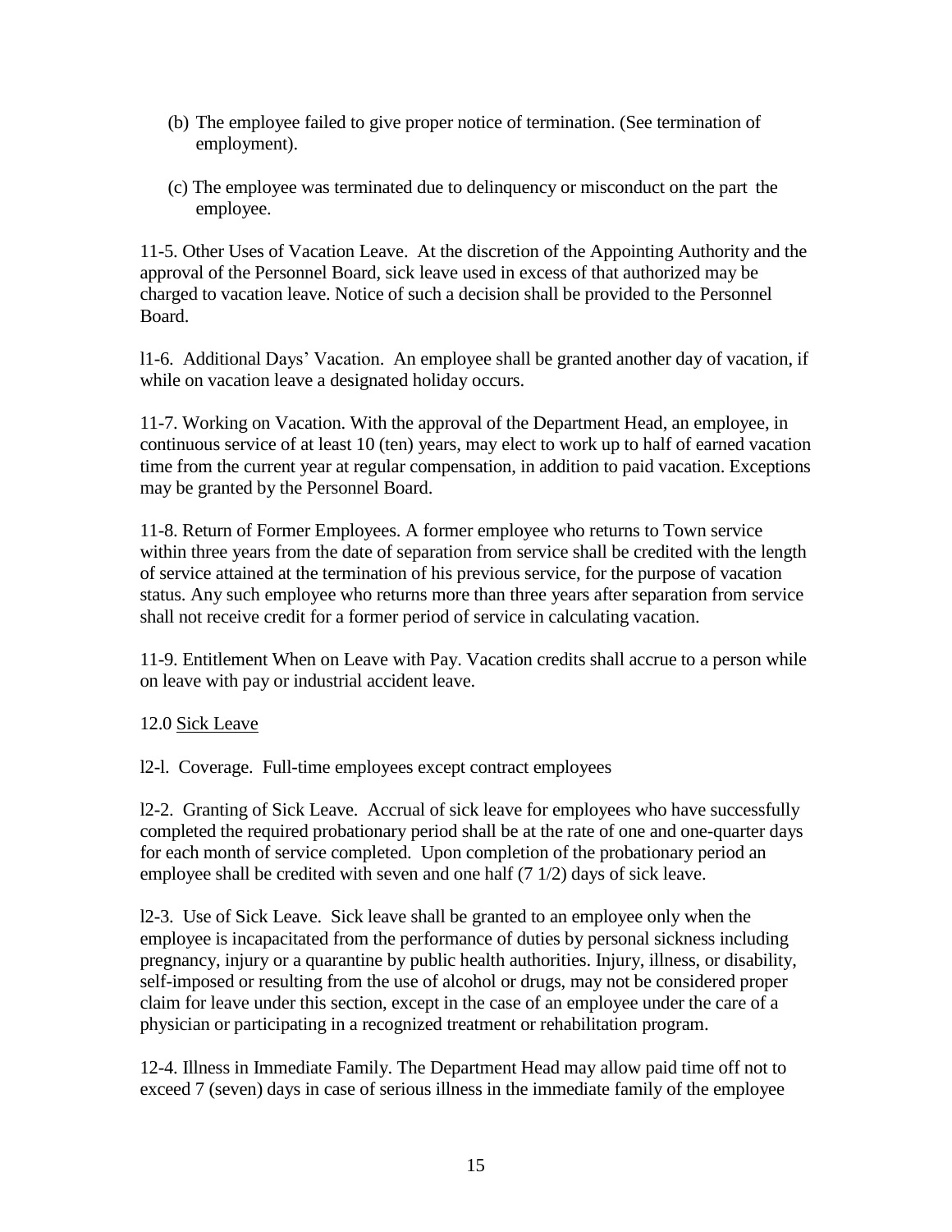(b) The employee failed to give proper notice of termination. (See termination of employment).

(c) The employee was terminated due to delinquency or misconduct on the part the employee.

11-5. Other Uses of Vacation Leave. At the discretion of the Appointing Authority and the approval of the Personnel Board, sick leave used in excess of that authorized may be charged to vacation leave. Notice of such a decision shall be provided to the Personnel Board.

l1-6. Additional Days' Vacation. An employee shall be granted another day of vacation, if while on vacation leave a designated holiday occurs.

11-7. Working on Vacation. With the approval of the Department Head, an employee, in continuous service of at least 10 (ten) years, may elect to work up to half of earned vacation time from the current year at regular compensation, in addition to paid vacation. Exceptions may be granted by the Personnel Board.

11-8. Return of Former Employees. A former employee who returns to Town service within three years from the date of separation from service shall be credited with the length of service attained at the termination of his previous service, for the purpose of vacation status. Any such employee who returns more than three years after separation from service shall not receive credit for a former period of service in calculating vacation.

11-9. Entitlement When on Leave with Pay. Vacation credits shall accrue to a person while on leave with pay or industrial accident leave.

12.0 <u>Sick Leave</u>

l2-l. Coverage. Full-time employees except contract employees

l2-2. Granting of Sick Leave. Accrual of sick leave for employees who have successfully completed the required probationary period shall be at the rate of one and one-quarter days for each month of service completed. Upon completion of the probationary period an employee shall be credited with seven and one half (7 1/2) days of sick leave.

l2-3. Use of Sick Leave. Sick leave shall be granted to an employee only when the employee is incapacitated from the performance of duties by personal sickness including pregnancy, injury or a quarantine by public health authorities. Injury, illness, or disability, self-imposed or resulting from the use of alcohol or drugs, may not be considered proper claim for leave under this section, except in the case of an employee under the care of a physician or participating in a recognized treatment or rehabilitation program.

12-4. Illness in Immediate Family. The Department Head may allow paid time off not to exceed 7 (seven) days in case of serious illness in the immediate family of the employee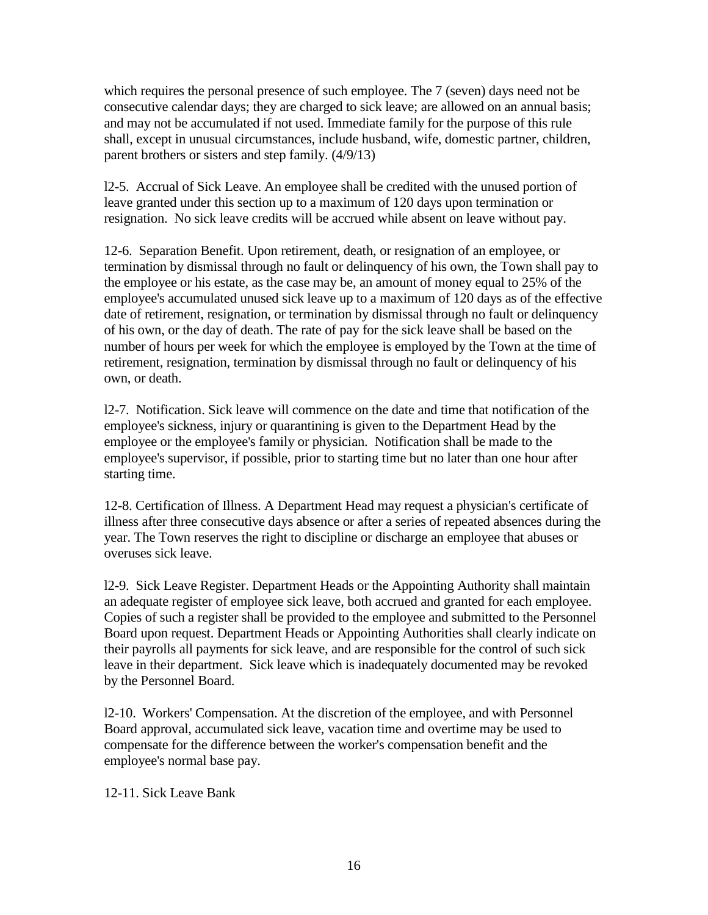which requires the personal presence of such employee. The 7 (seven) days need not be consecutive calendar days; they are charged to sick leave; are allowed on an annual basis; and may not be accumulated if not used. Immediate family for the purpose of this rule shall, except in unusual circumstances, include husband, wife, domestic partner, children, parent brothers or sisters and step family. (4/9/13)

l2-5. Accrual of Sick Leave. An employee shall be credited with the unused portion of leave granted under this section up to a maximum of 120 days upon termination or resignation. No sick leave credits will be accrued while absent on leave without pay.

12-6. Separation Benefit. Upon retirement, death, or resignation of an employee, or termination by dismissal through no fault or delinquency of his own, the Town shall pay to the employee or his estate, as the case may be, an amount of money equal to 25% of the employee's accumulated unused sick leave up to a maximum of 120 days as of the effective date of retirement, resignation, or termination by dismissal through no fault or delinquency of his own, or the day of death. The rate of pay for the sick leave shall be based on the number of hours per week for which the employee is employed by the Town at the time of retirement, resignation, termination by dismissal through no fault or delinquency of his own, or death.

l2-7. Notification. Sick leave will commence on the date and time that notification of the employee's sickness, injury or quarantining is given to the Department Head by the employee or the employee's family or physician. Notification shall be made to the employee's supervisor, if possible, prior to starting time but no later than one hour after starting time.

12-8. Certification of Illness. A Department Head may request a physician's certificate of illness after three consecutive days absence or after a series of repeated absences during the year. The Town reserves the right to discipline or discharge an employee that abuses or overuses sick leave.

l2-9. Sick Leave Register. Department Heads or the Appointing Authority shall maintain an adequate register of employee sick leave, both accrued and granted for each employee. Copies of such a register shall be provided to the employee and submitted to the Personnel Board upon request. Department Heads or Appointing Authorities shall clearly indicate on their payrolls all payments for sick leave, and are responsible for the control of such sick leave in their department. Sick leave which is inadequately documented may be revoked by the Personnel Board.

l2-10. Workers' Compensation. At the discretion of the employee, and with Personnel Board approval, accumulated sick leave, vacation time and overtime may be used to compensate for the difference between the worker's compensation benefit and the employee's normal base pay.

12-11. Sick Leave Bank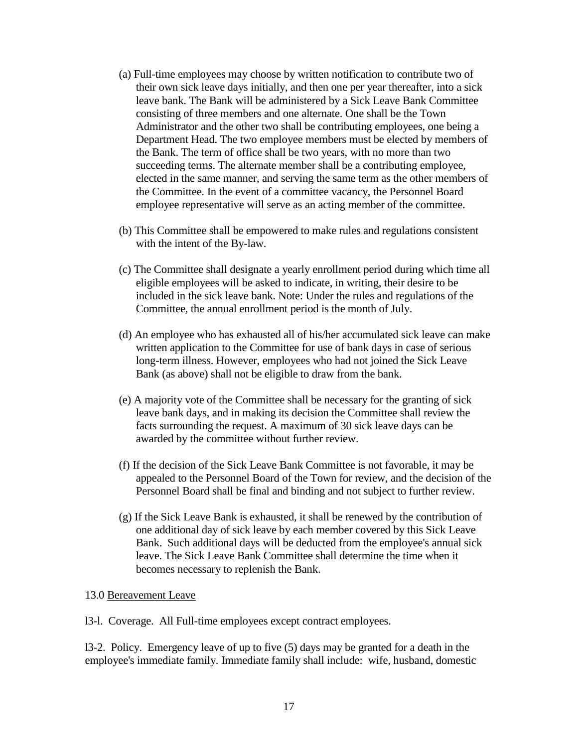(a) Full-time employees may choose by written notification to contribute two of their own sick leave days initially, and then one per year thereafter, into a sick leave bank. The Bank will be administered by a Sick Leave Bank Committee consisting of three members and one alternate. One shall be the Town Administrator and the other two shall be contributing employees, one being a Department Head. The two employee members must be elected by members of the Bank. The term of office shall be two years, with no more than two succeeding terms. The alternate member shall be a contributing employee, elected in the same manner, and serving the same term as the other members of the Committee. In the event of a committee vacancy, the Personnel Board employee representative will serve as an acting member of the committee.

(b) This Committee shall be empowered to make rules and regulations consistent with the intent of the By-law.

(c) The Committee shall designate a yearly enrollment period during which time all eligible employees will be asked to indicate, in writing, their desire to be included in the sick leave bank. Note: Under the rules and regulations of the Committee, the annual enrollment period is the month of July.

(d) An employee who has exhausted all of his/her accumulated sick leave can make written application to the Committee for use of bank days in case of serious long-term illness. However, employees who had not joined the Sick Leave Bank (as above) shall not be eligible to draw from the bank.

(e) A majority vote of the Committee shall be necessary for the granting of sick leave bank days, and in making its decision the Committee shall review the facts surrounding the request. A maximum of 30 sick leave days can be awarded by the committee without further review.

(f) If the decision of the Sick Leave Bank Committee is not favorable, it may be appealed to the Personnel Board of the Town for review, and the decision of the Personnel Board shall be final and binding and not subject to further review.

(g) If the Sick Leave Bank is exhausted, it shall be renewed by the contribution of one additional day of sick leave by each member covered by this Sick Leave Bank. Such additional days will be deducted from the employee's annual sick leave. The Sick Leave Bank Committee shall determine the time when it becomes necessary to replenish the Bank.

13.0 <u>Bereavement Leave</u>

l3-l. Coverage. All Full-time employees except contract employees.

l3-2. Policy. Emergency leave of up to five (5) days may be granted for a death in the employee's immediate family. Immediate family shall include: wife, husband, domestic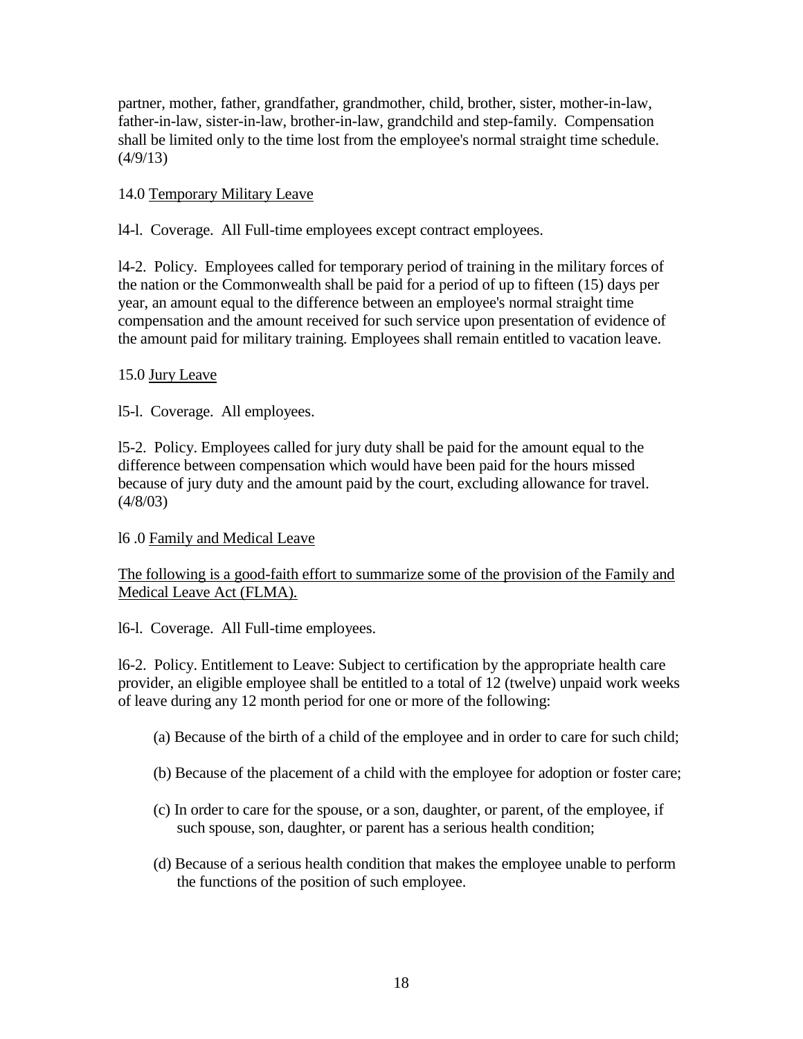partner, mother, father, grandfather, grandmother, child, brother, sister, mother-in-law, father-in-law, sister-in-law, brother-in-law, grandchild and step-family. Compensation shall be limited only to the time lost from the employee's normal straight time schedule. (4/9/13)

14.0 <u>Temporary Military Leave</u>

l4-l. Coverage. All Full-time employees except contract employees.

l4-2. Policy. Employees called for temporary period of training in the military forces of the nation or the Commonwealth shall be paid for a period of up to fifteen (15) days per year, an amount equal to the difference between an employee's normal straight time compensation and the amount received for such service upon presentation of evidence of the amount paid for military training. Employees shall remain entitled to vacation leave.

15.0 <u>Jury Leave</u>

l5-l. Coverage. All employees.

l5-2. Policy. Employees called for jury duty shall be paid for the amount equal to the difference between compensation which would have been paid for the hours missed because of jury duty and the amount paid by the court, excluding allowance for travel. (4/8/03)

l6 .0 <u>Family and Medical Leave</u>

<u>The following is a good-faith effort to summarize some of the provision of the Family and Medical Leave Act (FLMA).</u>

l6-l. Coverage. All Full-time employees.

l6-2. Policy. Entitlement to Leave: Subject to certification by the appropriate health care provider, an eligible employee shall be entitled to a total of 12 (twelve) unpaid work weeks of leave during any 12 month period for one or more of the following:

(a) Because of the birth of a child of the employee and in order to care for such child;

(b) Because of the placement of a child with the employee for adoption or foster care;

(c) In order to care for the spouse, or a son, daughter, or parent, of the employee, if such spouse, son, daughter, or parent has a serious health condition;

(d) Because of a serious health condition that makes the employee unable to perform the functions of the position of such employee.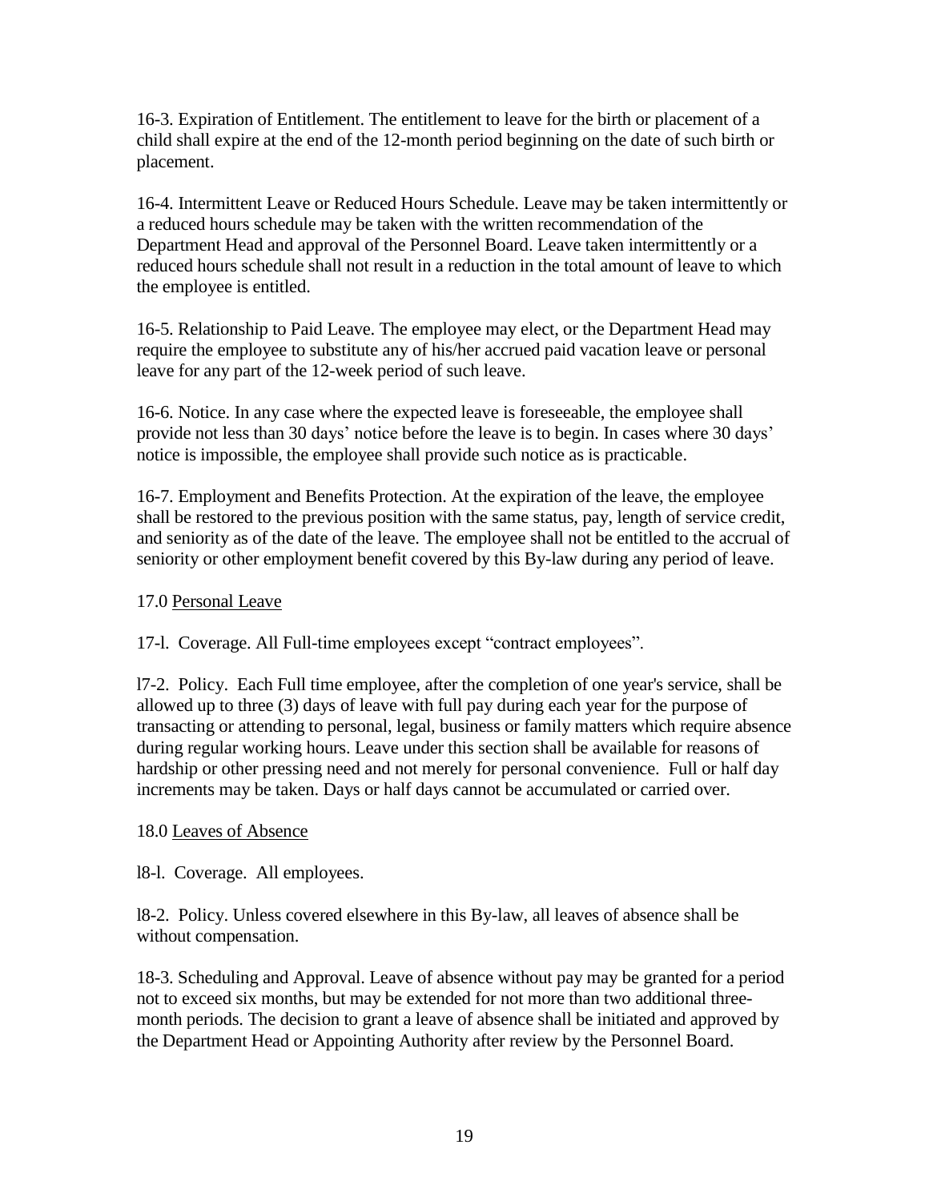16-3. Expiration of Entitlement. The entitlement to leave for the birth or placement of a child shall expire at the end of the 12-month period beginning on the date of such birth or placement.

16-4. Intermittent Leave or Reduced Hours Schedule. Leave may be taken intermittently or a reduced hours schedule may be taken with the written recommendation of the Department Head and approval of the Personnel Board. Leave taken intermittently or a reduced hours schedule shall not result in a reduction in the total amount of leave to which the employee is entitled.

16-5. Relationship to Paid Leave. The employee may elect, or the Department Head may require the employee to substitute any of his/her accrued paid vacation leave or personal leave for any part of the 12-week period of such leave.

16-6. Notice. In any case where the expected leave is foreseeable, the employee shall provide not less than 30 days' notice before the leave is to begin. In cases where 30 days' notice is impossible, the employee shall provide such notice as is practicable.

16-7. Employment and Benefits Protection. At the expiration of the leave, the employee shall be restored to the previous position with the same status, pay, length of service credit, and seniority as of the date of the leave. The employee shall not be entitled to the accrual of seniority or other employment benefit covered by this By-law during any period of leave.

17.0 <u>Personal Leave</u>

17-l. Coverage. All Full-time employees except "contract employees".

l7-2. Policy. Each Full time employee, after the completion of one year's service, shall be allowed up to three (3) days of leave with full pay during each year for the purpose of transacting or attending to personal, legal, business or family matters which require absence during regular working hours. Leave under this section shall be available for reasons of hardship or other pressing need and not merely for personal convenience. Full or half day increments may be taken. Days or half days cannot be accumulated or carried over.

18.0 <u>Leaves of Absence</u>

l8-l. Coverage. All employees.

l8-2. Policy. Unless covered elsewhere in this By-law, all leaves of absence shall be without compensation.

18-3. Scheduling and Approval. Leave of absence without pay may be granted for a period not to exceed six months, but may be extended for not more than two additional three-month periods. The decision to grant a leave of absence shall be initiated and approved by the Department Head or Appointing Authority after review by the Personnel Board.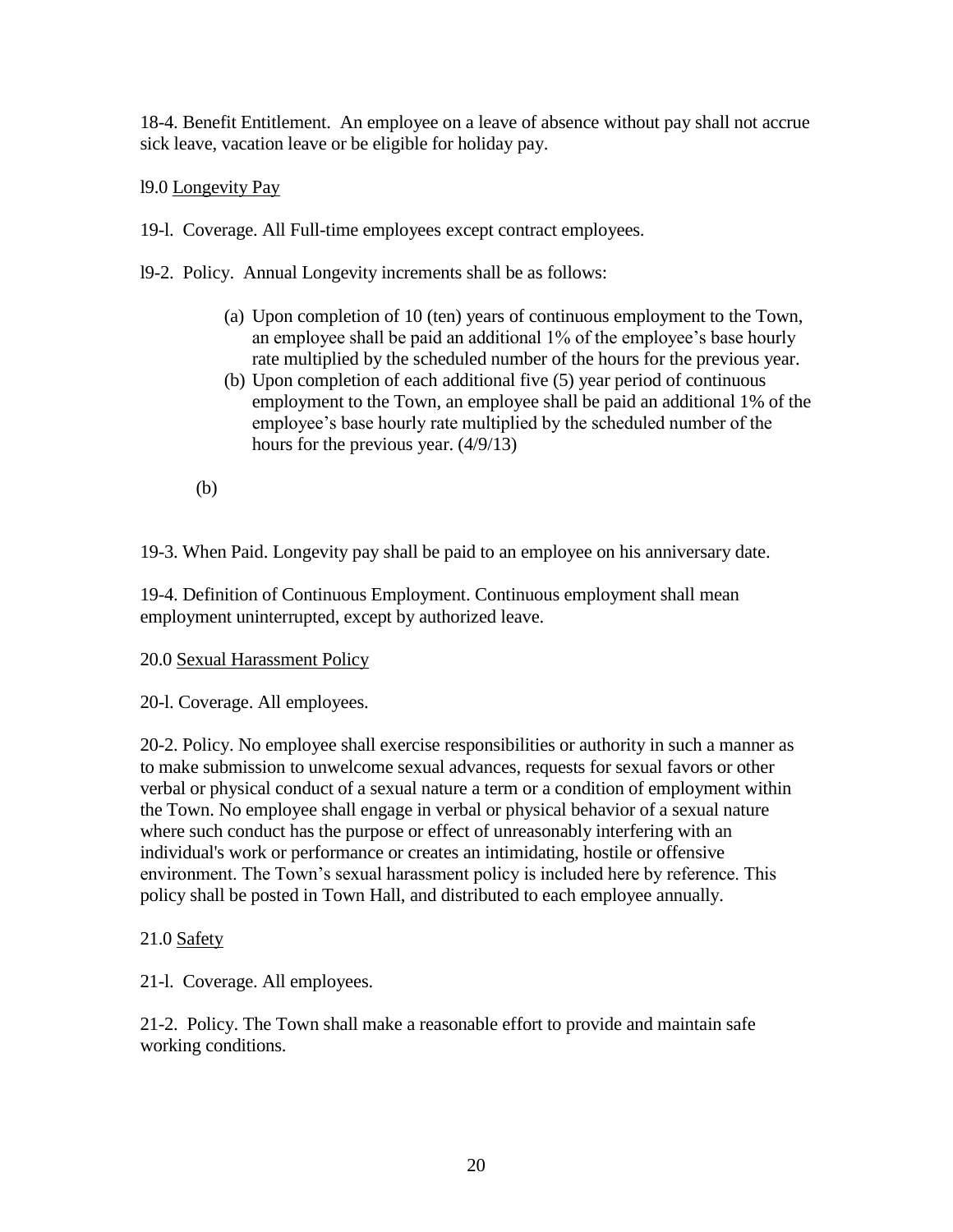18-4. Benefit Entitlement. An employee on a leave of absence without pay shall not accrue sick leave, vacation leave or be eligible for holiday pay.

l9.0 <u>Longevity Pay</u>

19-l. Coverage. All Full-time employees except contract employees.

l9-2. Policy. Annual Longevity increments shall be as follows:

(a) Upon completion of 10 (ten) years of continuous employment to the Town, an employee shall be paid an additional 1% of the employee's base hourly rate multiplied by the scheduled number of the hours for the previous year.
(b) Upon completion of each additional five (5) year period of continuous employment to the Town, an employee shall be paid an additional 1% of the employee's base hourly rate multiplied by the scheduled number of the hours for the previous year. (4/9/13)

(b)

19-3. When Paid. Longevity pay shall be paid to an employee on his anniversary date.

19-4. Definition of Continuous Employment. Continuous employment shall mean employment uninterrupted, except by authorized leave.

20.0 <u>Sexual Harassment Policy</u>

20-l. Coverage. All employees.

20-2. Policy. No employee shall exercise responsibilities or authority in such a manner as to make submission to unwelcome sexual advances, requests for sexual favors or other verbal or physical conduct of a sexual nature a term or a condition of employment within the Town. No employee shall engage in verbal or physical behavior of a sexual nature where such conduct has the purpose or effect of unreasonably interfering with an individual's work or performance or creates an intimidating, hostile or offensive environment. The Town's sexual harassment policy is included here by reference. This policy shall be posted in Town Hall, and distributed to each employee annually.

21.0 <u>Safety</u>

21-l. Coverage. All employees.

21-2. Policy. The Town shall make a reasonable effort to provide and maintain safe working conditions.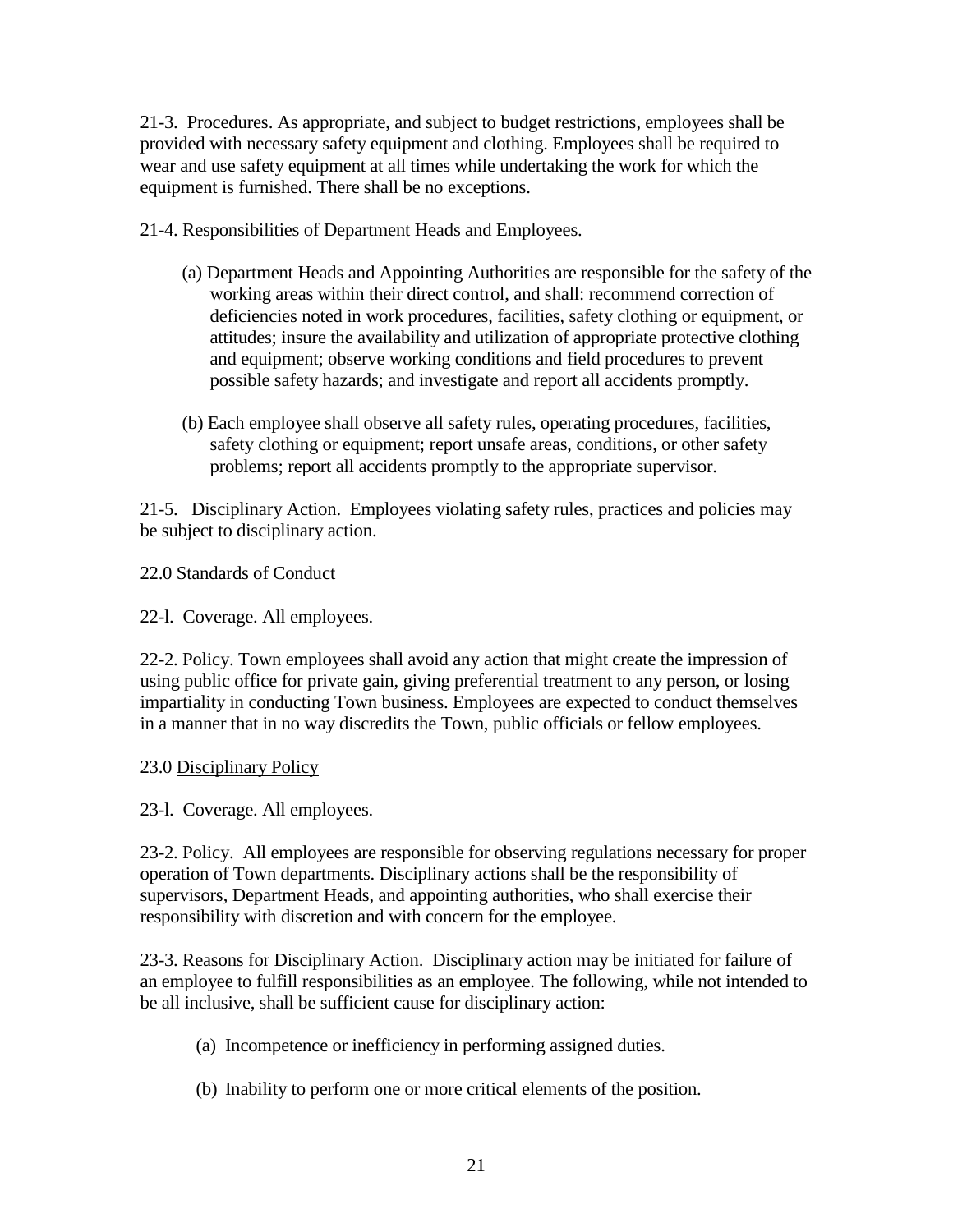21-3. Procedures. As appropriate, and subject to budget restrictions, employees shall be provided with necessary safety equipment and clothing. Employees shall be required to wear and use safety equipment at all times while undertaking the work for which the equipment is furnished. There shall be no exceptions.

21-4. Responsibilities of Department Heads and Employees.

(a) Department Heads and Appointing Authorities are responsible for the safety of the working areas within their direct control, and shall: recommend correction of deficiencies noted in work procedures, facilities, safety clothing or equipment, or attitudes; insure the availability and utilization of appropriate protective clothing and equipment; observe working conditions and field procedures to prevent possible safety hazards; and investigate and report all accidents promptly.

(b) Each employee shall observe all safety rules, operating procedures, facilities, safety clothing or equipment; report unsafe areas, conditions, or other safety problems; report all accidents promptly to the appropriate supervisor.

21-5. Disciplinary Action. Employees violating safety rules, practices and policies may be subject to disciplinary action.

## 22.0 Standards of Conduct

22-l. Coverage. All employees.

22-2. Policy. Town employees shall avoid any action that might create the impression of using public office for private gain, giving preferential treatment to any person, or losing impartiality in conducting Town business. Employees are expected to conduct themselves in a manner that in no way discredits the Town, public officials or fellow employees.

## 23.0 Disciplinary Policy

23-l. Coverage. All employees.

23-2. Policy. All employees are responsible for observing regulations necessary for proper operation of Town departments. Disciplinary actions shall be the responsibility of supervisors, Department Heads, and appointing authorities, who shall exercise their responsibility with discretion and with concern for the employee.

23-3. Reasons for Disciplinary Action. Disciplinary action may be initiated for failure of an employee to fulfill responsibilities as an employee. The following, while not intended to be all inclusive, shall be sufficient cause for disciplinary action:

(a) Incompetence or inefficiency in performing assigned duties.

(b) Inability to perform one or more critical elements of the position.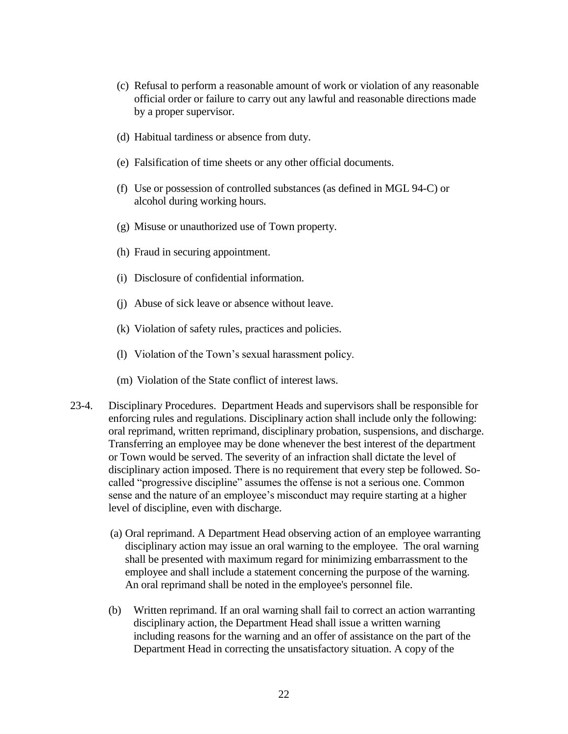(c) Refusal to perform a reasonable amount of work or violation of any reasonable official order or failure to carry out any lawful and reasonable directions made by a proper supervisor.

(d) Habitual tardiness or absence from duty.

(e) Falsification of time sheets or any other official documents.

(f) Use or possession of controlled substances (as defined in MGL 94-C) or alcohol during working hours.

(g) Misuse or unauthorized use of Town property.

(h) Fraud in securing appointment.

(i) Disclosure of confidential information.

(j) Abuse of sick leave or absence without leave.

(k) Violation of safety rules, practices and policies.

(l) Violation of the Town's sexual harassment policy.

(m) Violation of the State conflict of interest laws.

23-4. Disciplinary Procedures. Department Heads and supervisors shall be responsible for enforcing rules and regulations. Disciplinary action shall include only the following: oral reprimand, written reprimand, disciplinary probation, suspensions, and discharge. Transferring an employee may be done whenever the best interest of the department or Town would be served. The severity of an infraction shall dictate the level of disciplinary action imposed. There is no requirement that every step be followed. So-called "progressive discipline" assumes the offense is not a serious one. Common sense and the nature of an employee's misconduct may require starting at a higher level of discipline, even with discharge.

(a) Oral reprimand. A Department Head observing action of an employee warranting disciplinary action may issue an oral warning to the employee. The oral warning shall be presented with maximum regard for minimizing embarrassment to the employee and shall include a statement concerning the purpose of the warning. An oral reprimand shall be noted in the employee's personnel file.

(b) Written reprimand. If an oral warning shall fail to correct an action warranting disciplinary action, the Department Head shall issue a written warning including reasons for the warning and an offer of assistance on the part of the Department Head in correcting the unsatisfactory situation. A copy of the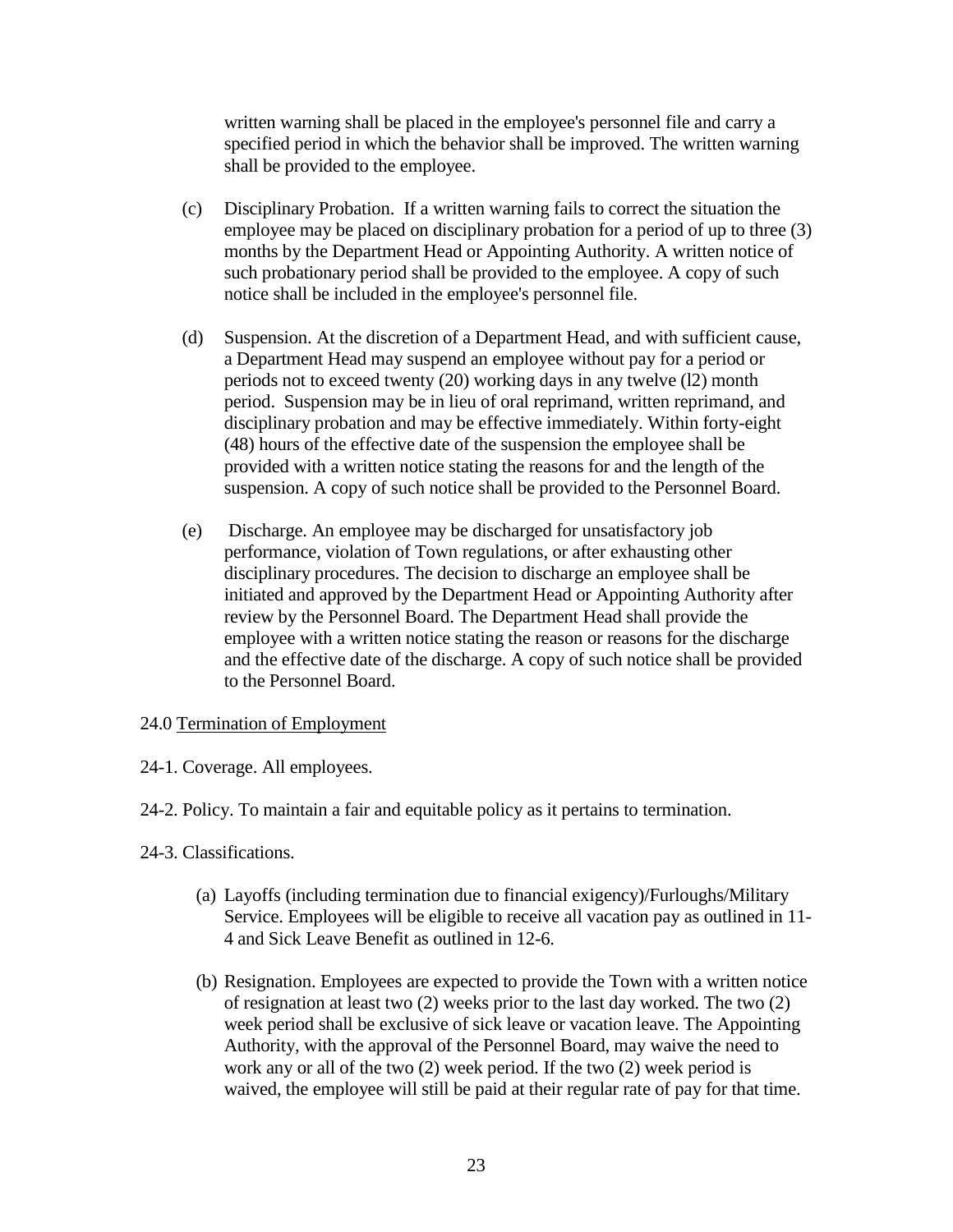written warning shall be placed in the employee's personnel file and carry a specified period in which the behavior shall be improved. The written warning shall be provided to the employee.

(c) Disciplinary Probation. If a written warning fails to correct the situation the employee may be placed on disciplinary probation for a period of up to three (3) months by the Department Head or Appointing Authority. A written notice of such probationary period shall be provided to the employee. A copy of such notice shall be included in the employee's personnel file.

(d) Suspension. At the discretion of a Department Head, and with sufficient cause, a Department Head may suspend an employee without pay for a period or periods not to exceed twenty (20) working days in any twelve (l2) month period. Suspension may be in lieu of oral reprimand, written reprimand, and disciplinary probation and may be effective immediately. Within forty-eight (48) hours of the effective date of the suspension the employee shall be provided with a written notice stating the reasons for and the length of the suspension. A copy of such notice shall be provided to the Personnel Board.

(e) Discharge. An employee may be discharged for unsatisfactory job performance, violation of Town regulations, or after exhausting other disciplinary procedures. The decision to discharge an employee shall be initiated and approved by the Department Head or Appointing Authority after review by the Personnel Board. The Department Head shall provide the employee with a written notice stating the reason or reasons for the discharge and the effective date of the discharge. A copy of such notice shall be provided to the Personnel Board.

## 24.0 Termination of Employment

24-1. Coverage. All employees.

24-2. Policy. To maintain a fair and equitable policy as it pertains to termination.

24-3. Classifications.

(a) Layoffs (including termination due to financial exigency)/Furloughs/Military Service. Employees will be eligible to receive all vacation pay as outlined in 11-4 and Sick Leave Benefit as outlined in 12-6.

(b) Resignation. Employees are expected to provide the Town with a written notice of resignation at least two (2) weeks prior to the last day worked. The two (2) week period shall be exclusive of sick leave or vacation leave. The Appointing Authority, with the approval of the Personnel Board, may waive the need to work any or all of the two (2) week period. If the two (2) week period is waived, the employee will still be paid at their regular rate of pay for that time.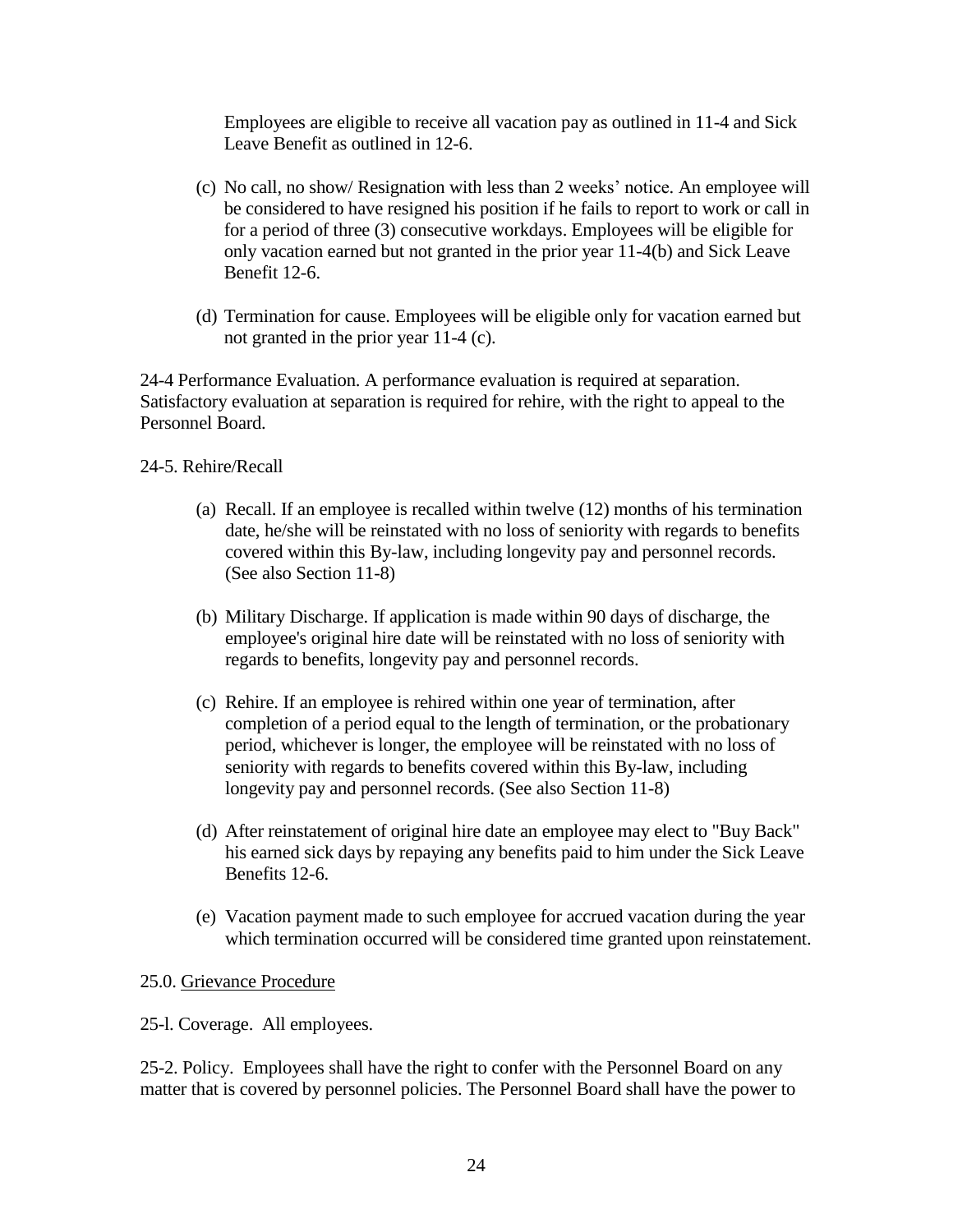Employees are eligible to receive all vacation pay as outlined in 11-4 and Sick Leave Benefit as outlined in 12-6.

(c) No call, no show/ Resignation with less than 2 weeks' notice. An employee will be considered to have resigned his position if he fails to report to work or call in for a period of three (3) consecutive workdays. Employees will be eligible for only vacation earned but not granted in the prior year 11-4(b) and Sick Leave Benefit 12-6.

(d) Termination for cause. Employees will be eligible only for vacation earned but not granted in the prior year 11-4 (c).

24-4 Performance Evaluation. A performance evaluation is required at separation. Satisfactory evaluation at separation is required for rehire, with the right to appeal to the Personnel Board.

24-5. Rehire/Recall

(a) Recall. If an employee is recalled within twelve (12) months of his termination date, he/she will be reinstated with no loss of seniority with regards to benefits covered within this By-law, including longevity pay and personnel records. (See also Section 11-8)

(b) Military Discharge. If application is made within 90 days of discharge, the employee's original hire date will be reinstated with no loss of seniority with regards to benefits, longevity pay and personnel records.

(c) Rehire. If an employee is rehired within one year of termination, after completion of a period equal to the length of termination, or the probationary period, whichever is longer, the employee will be reinstated with no loss of seniority with regards to benefits covered within this By-law, including longevity pay and personnel records. (See also Section 11-8)

(d) After reinstatement of original hire date an employee may elect to "Buy Back" his earned sick days by repaying any benefits paid to him under the Sick Leave Benefits 12-6.

(e) Vacation payment made to such employee for accrued vacation during the year which termination occurred will be considered time granted upon reinstatement.

25.0. <u>Grievance Procedure</u>

25-l. Coverage. All employees.

25-2. Policy. Employees shall have the right to confer with the Personnel Board on any matter that is covered by personnel policies. The Personnel Board shall have the power to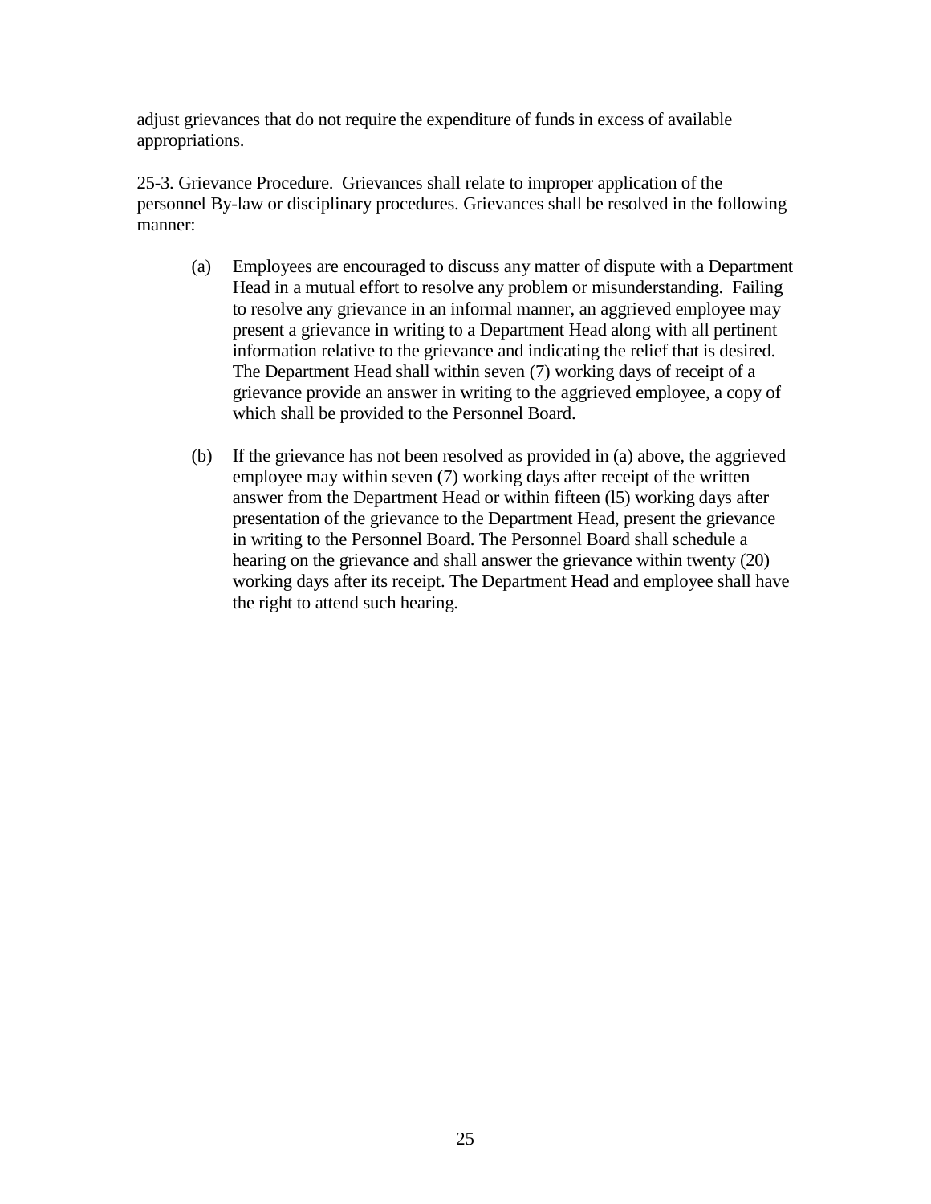adjust grievances that do not require the expenditure of funds in excess of available appropriations.

25-3. Grievance Procedure. Grievances shall relate to improper application of the personnel By-law or disciplinary procedures. Grievances shall be resolved in the following manner:

(a) Employees are encouraged to discuss any matter of dispute with a Department Head in a mutual effort to resolve any problem or misunderstanding. Failing to resolve any grievance in an informal manner, an aggrieved employee may present a grievance in writing to a Department Head along with all pertinent information relative to the grievance and indicating the relief that is desired. The Department Head shall within seven (7) working days of receipt of a grievance provide an answer in writing to the aggrieved employee, a copy of which shall be provided to the Personnel Board.

(b) If the grievance has not been resolved as provided in (a) above, the aggrieved employee may within seven (7) working days after receipt of the written answer from the Department Head or within fifteen (l5) working days after presentation of the grievance to the Department Head, present the grievance in writing to the Personnel Board. The Personnel Board shall schedule a hearing on the grievance and shall answer the grievance within twenty (20) working days after its receipt. The Department Head and employee shall have the right to attend such hearing.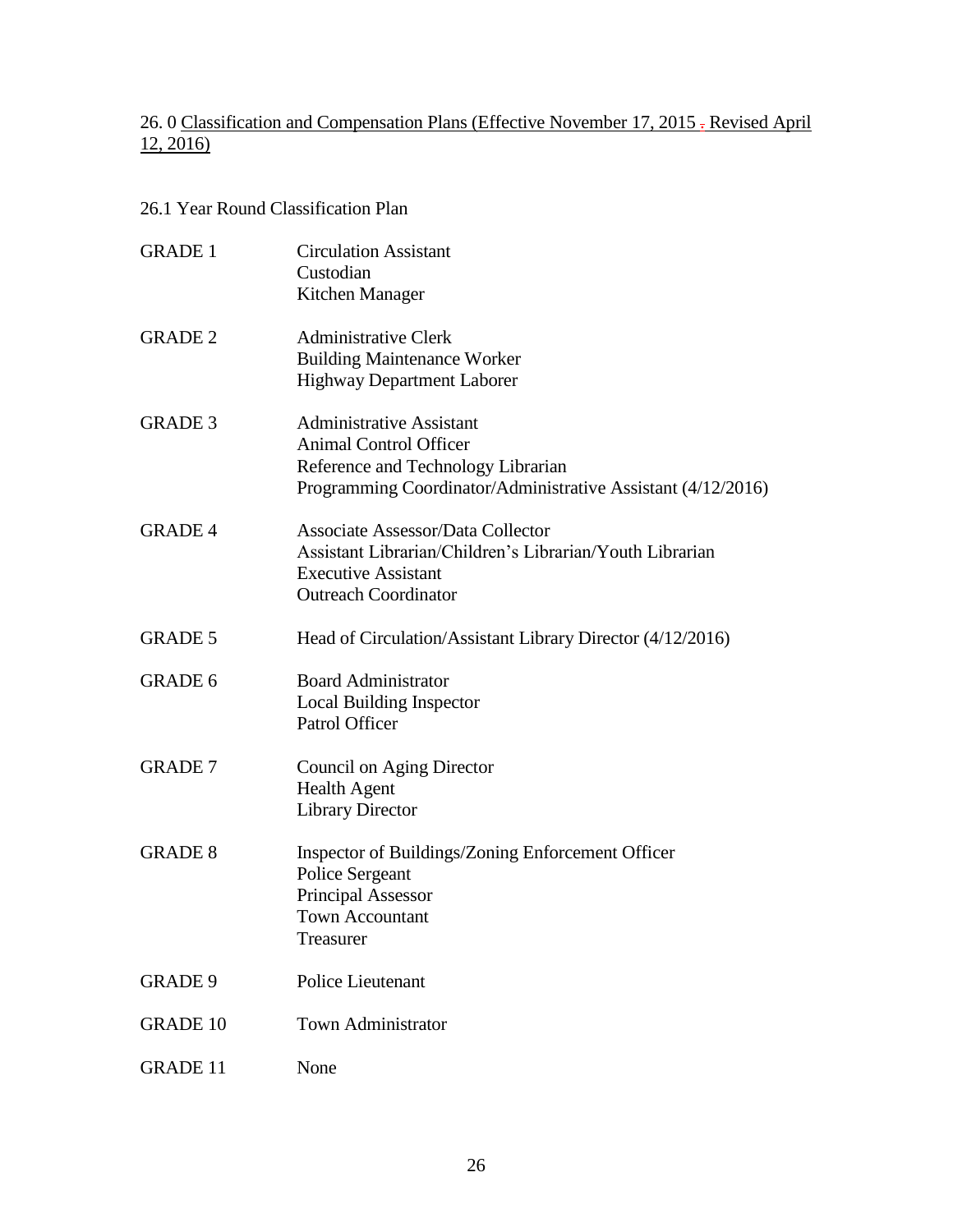## 26. 0 Classification and Compensation Plans (Effective November 17, 2015 , Revised April 12, 2016)

### 26.1 Year Round Classification Plan

| Grade | Positions |
|---|---|
| GRADE 1 | Circulation Assistant<br>Custodian<br>Kitchen Manager |
| GRADE 2 | Administrative Clerk<br>Building Maintenance Worker<br>Highway Department Laborer |
| GRADE 3 | Administrative Assistant<br>Animal Control Officer<br>Reference and Technology Librarian<br>Programming Coordinator/Administrative Assistant (4/12/2016) |
| GRADE 4 | Associate Assessor/Data Collector<br>Assistant Librarian/Children's Librarian/Youth Librarian<br>Executive Assistant<br>Outreach Coordinator |
| GRADE 5 | Head of Circulation/Assistant Library Director (4/12/2016) |
| GRADE 6 | Board Administrator<br>Local Building Inspector<br>Patrol Officer |
| GRADE 7 | Council on Aging Director<br>Health Agent<br>Library Director |
| GRADE 8 | Inspector of Buildings/Zoning Enforcement Officer<br>Police Sergeant<br>Principal Assessor<br>Town Accountant<br>Treasurer |
| GRADE 9 | Police Lieutenant |
| GRADE 10 | Town Administrator |
| GRADE 11 | None |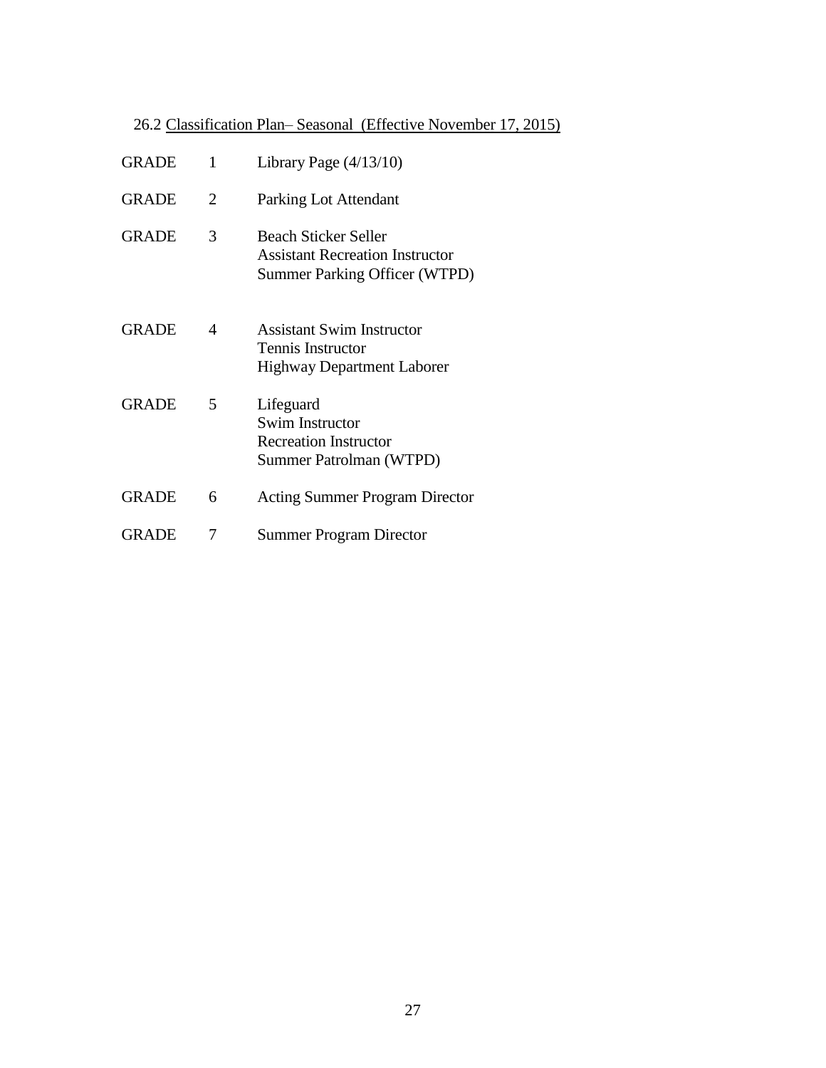26.2 <u>Classification Plan– Seasonal (Effective November 17, 2015)</u>

| | | |
|---|---|---|
| GRADE | 1 | Library Page (4/13/10) |
| GRADE | 2 | Parking Lot Attendant |
| GRADE | 3 | Beach Sticker Seller<br>Assistant Recreation Instructor<br>Summer Parking Officer (WTPD) |
| GRADE | 4 | Assistant Swim Instructor<br>Tennis Instructor<br>Highway Department Laborer |
| GRADE | 5 | Lifeguard<br>Swim Instructor<br>Recreation Instructor<br>Summer Patrolman (WTPD) |
| GRADE | 6 | Acting Summer Program Director |
| GRADE | 7 | Summer Program Director |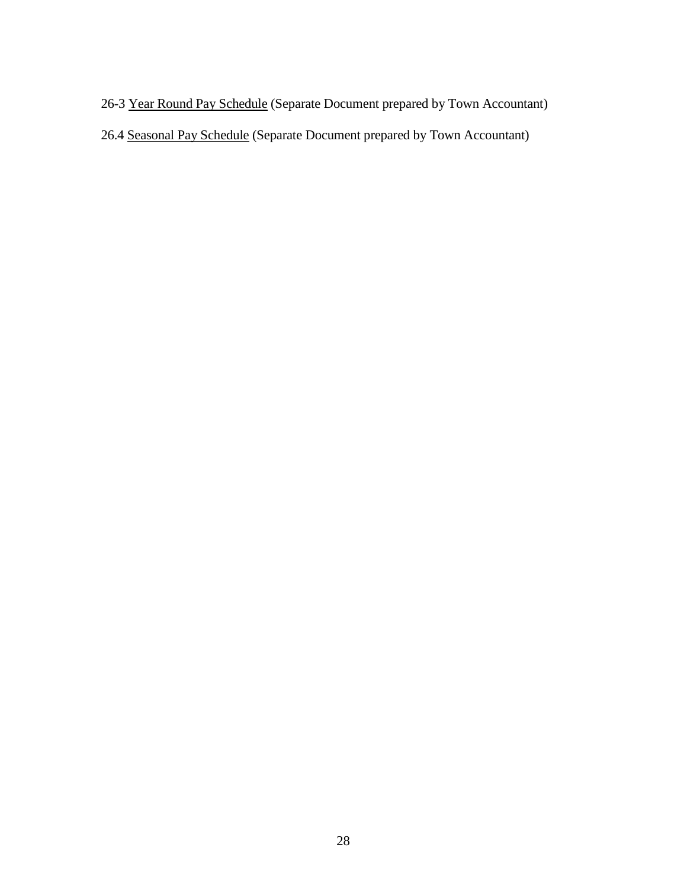26-3 <u>Year Round Pay Schedule</u> (Separate Document prepared by Town Accountant)

26.4 <u>Seasonal Pay Schedule</u> (Separate Document prepared by Town Accountant)